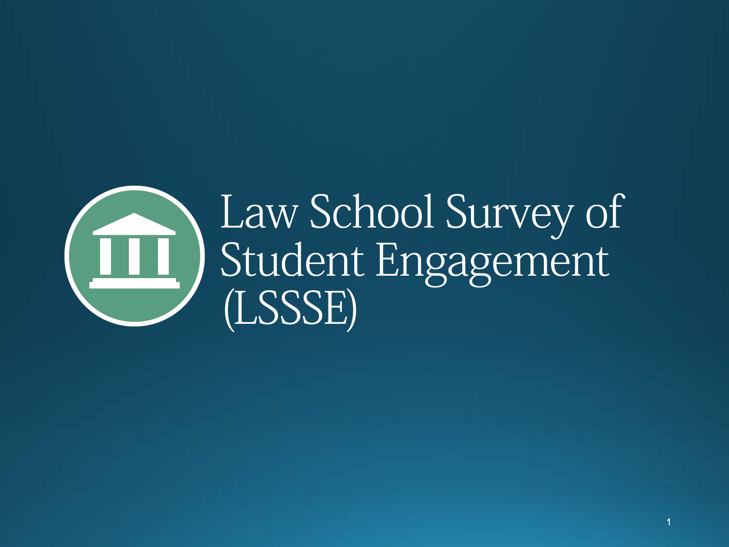# Law School Survey of Student Engagement (LSSSE)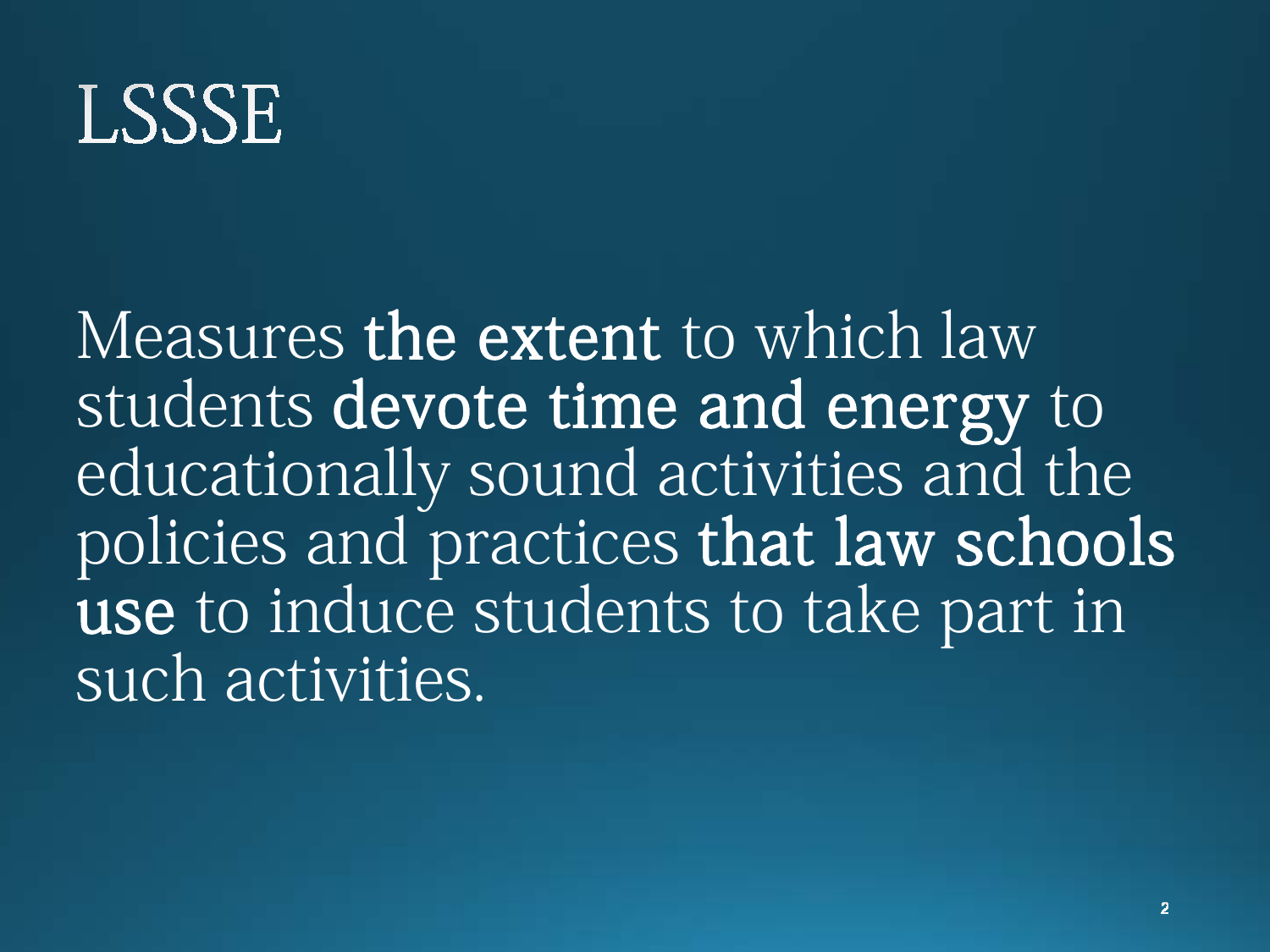# LSSE

Measures **the extent** to which law students **devote time and energy** to educationally sound activities and the policies and practices **that law schools use** to induce students to take part in such activities.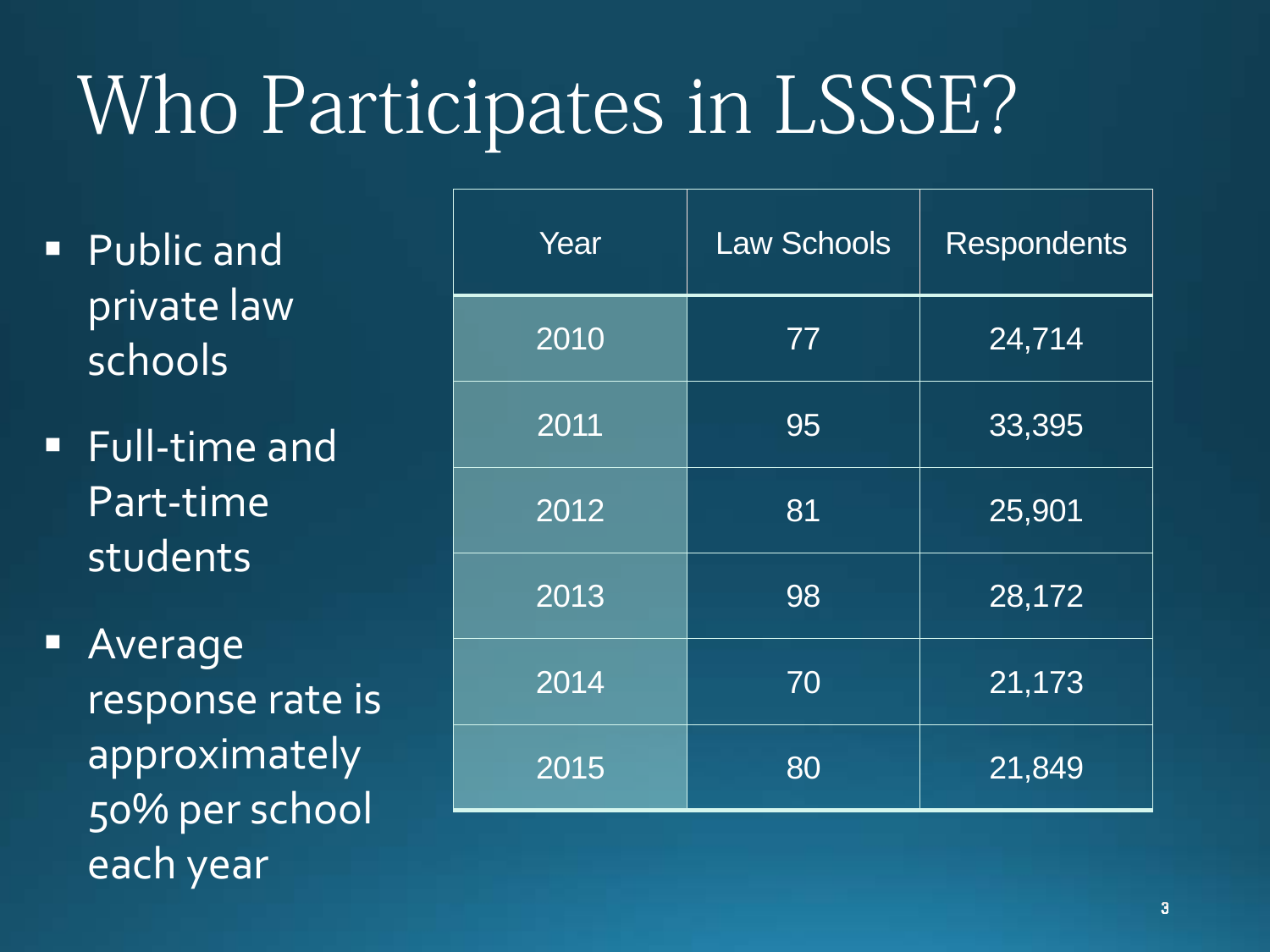# Who Participates in LSSSE?

- Public and private law schools
- Full-time and Part-time students
- Average response rate is approximately 50% per school each year

| Year | Law Schools | Respondents |
|---|---|---|
| 2010 | 77 | 24,714 |
| 2011 | 95 | 33,395 |
| 2012 | 81 | 25,901 |
| 2013 | 98 | 28,172 |
| 2014 | 70 | 21,173 |
| 2015 | 80 | 21,849 |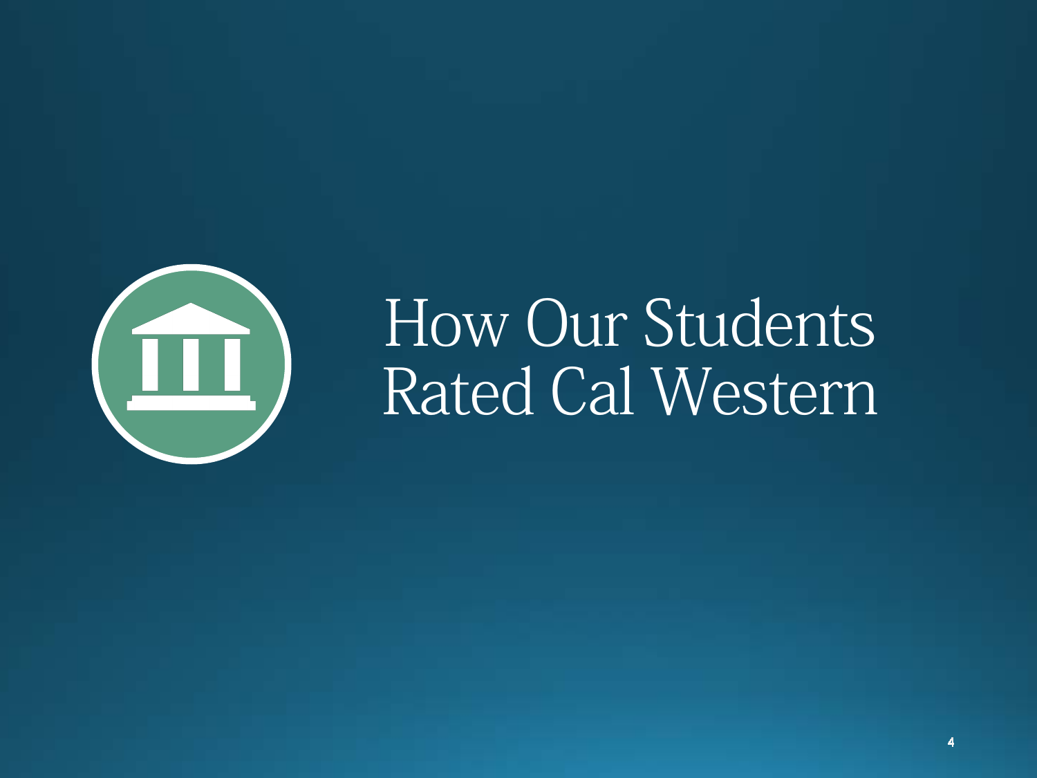# How Our Students Rated Cal Western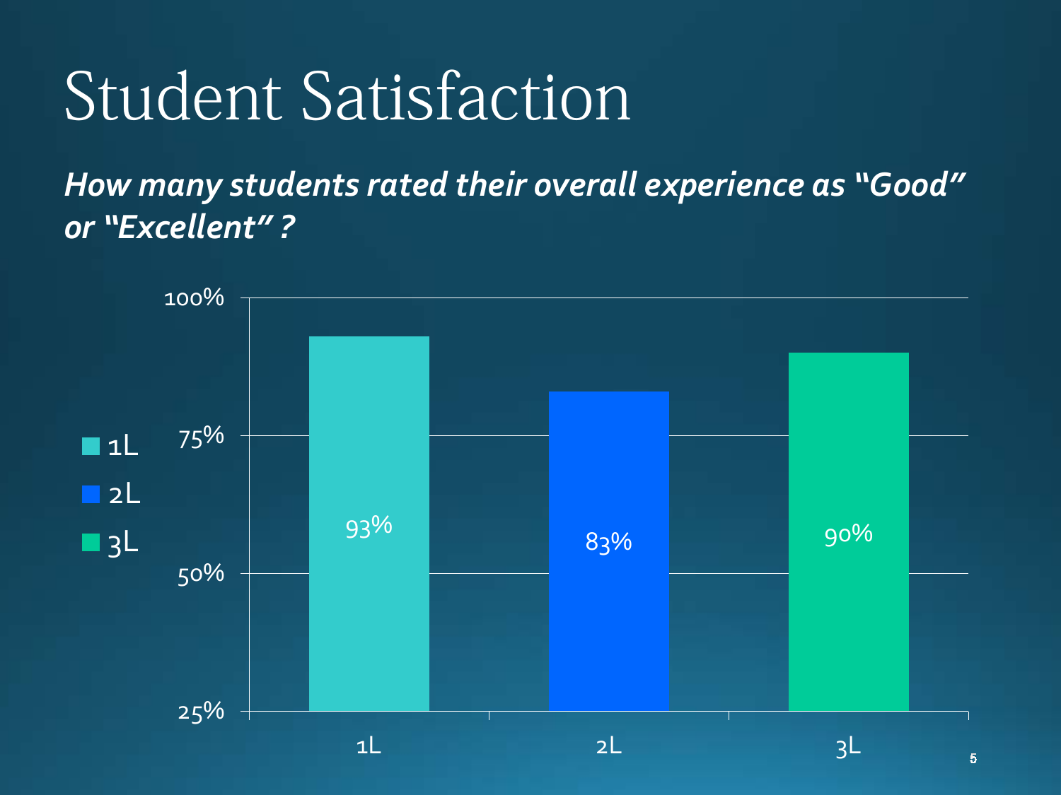# Student Satisfaction

***How many students rated their overall experience as "Good" or "Excellent"?***

| | 1L | 2L | 3L |
|---|---|---|---|
| Rated "Good" or "Excellent" | 93% | 83% | 90% |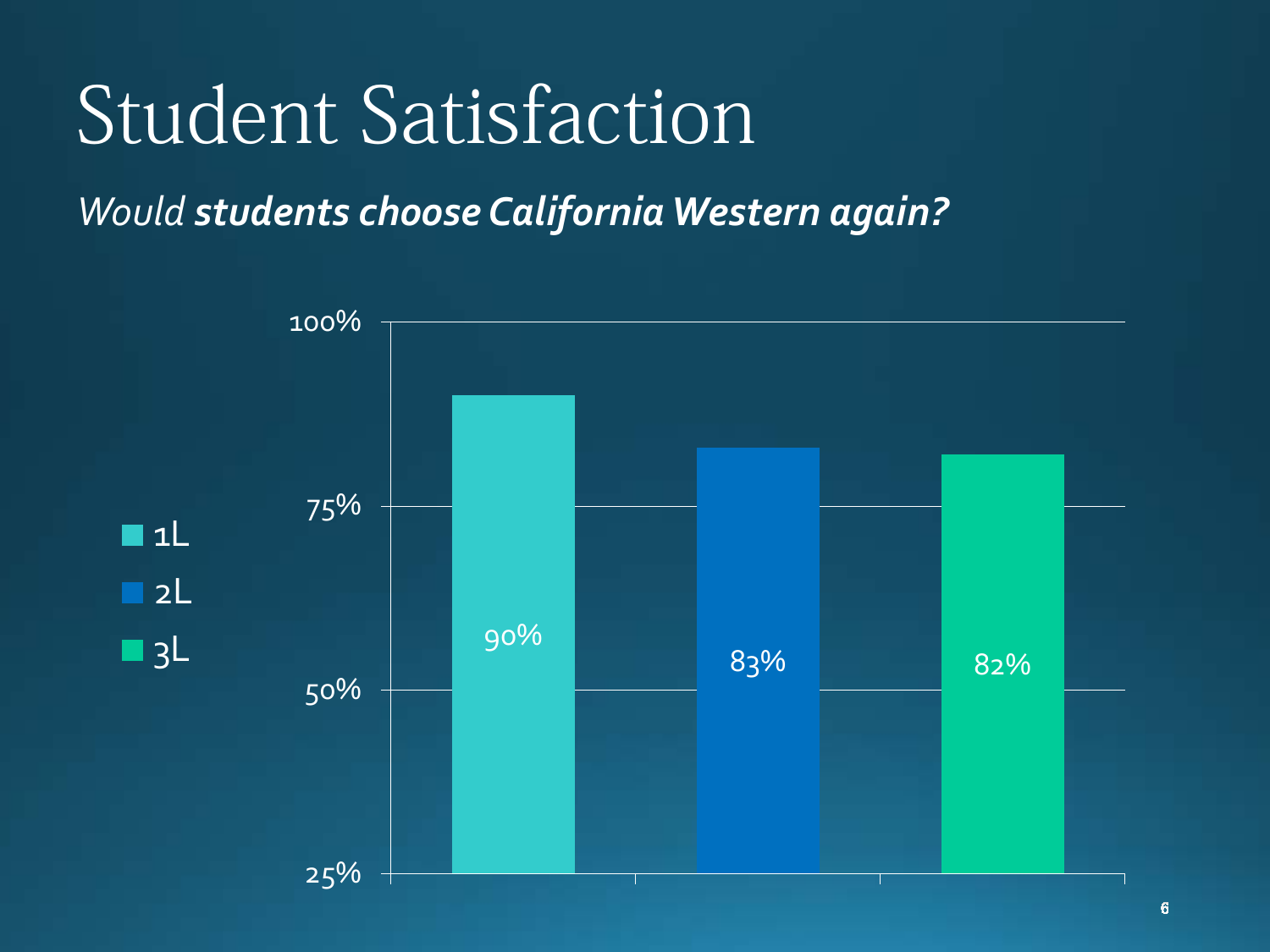# Student Satisfaction

*Would* ***students choose California Western again?***

| | 1L | 2L | 3L |
|---|---|---|---|
| Would choose California Western again | 90% | 83% | 82% |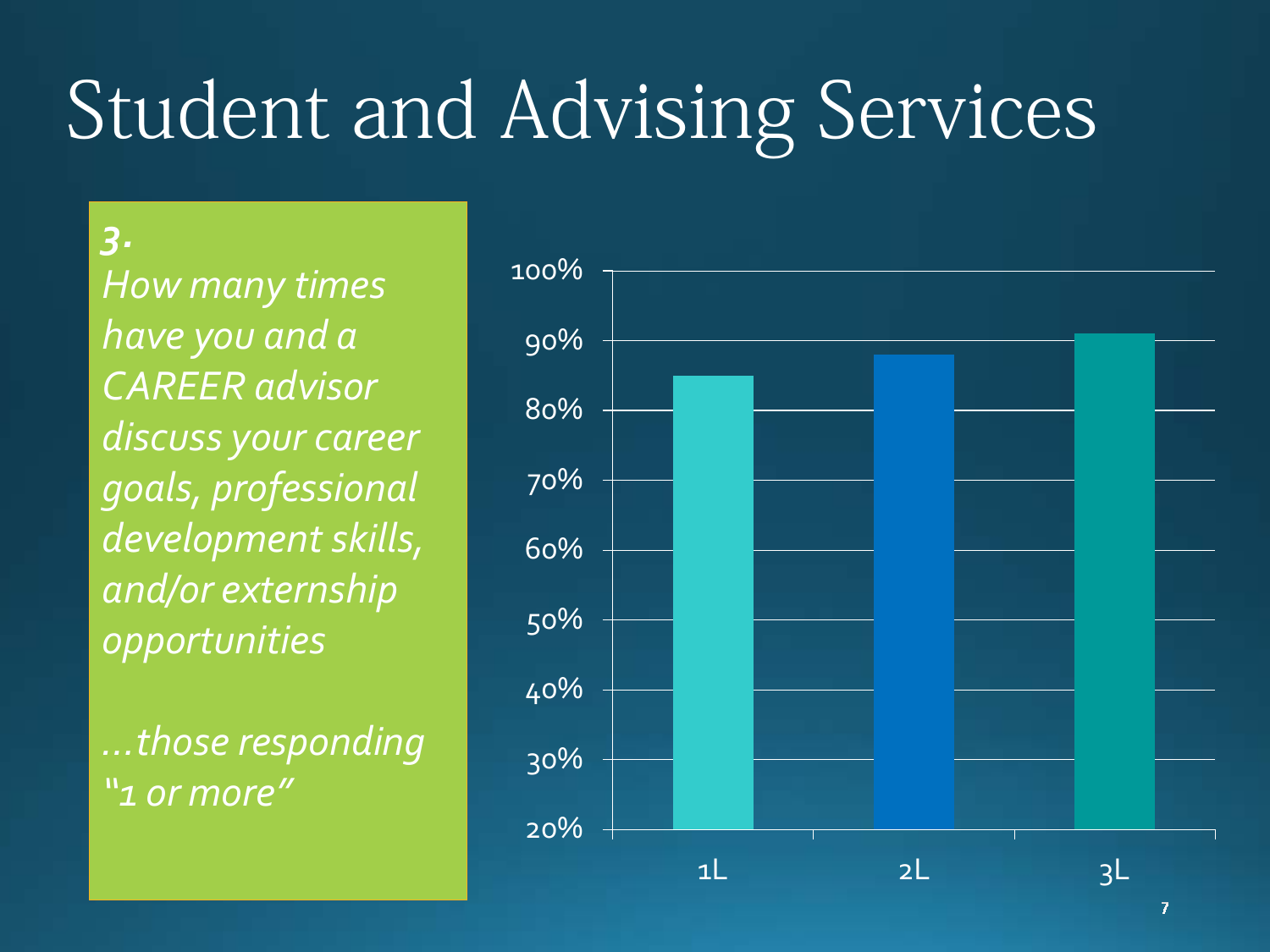# Student and Advising Services

*3. How many times have you and a CAREER advisor discuss your career goals, professional development skills, and/or externship opportunities*

*…those responding "1 or more"*

100%
90%
80%
70%
60%
50%
40%
30%
20%

1L 2L 3L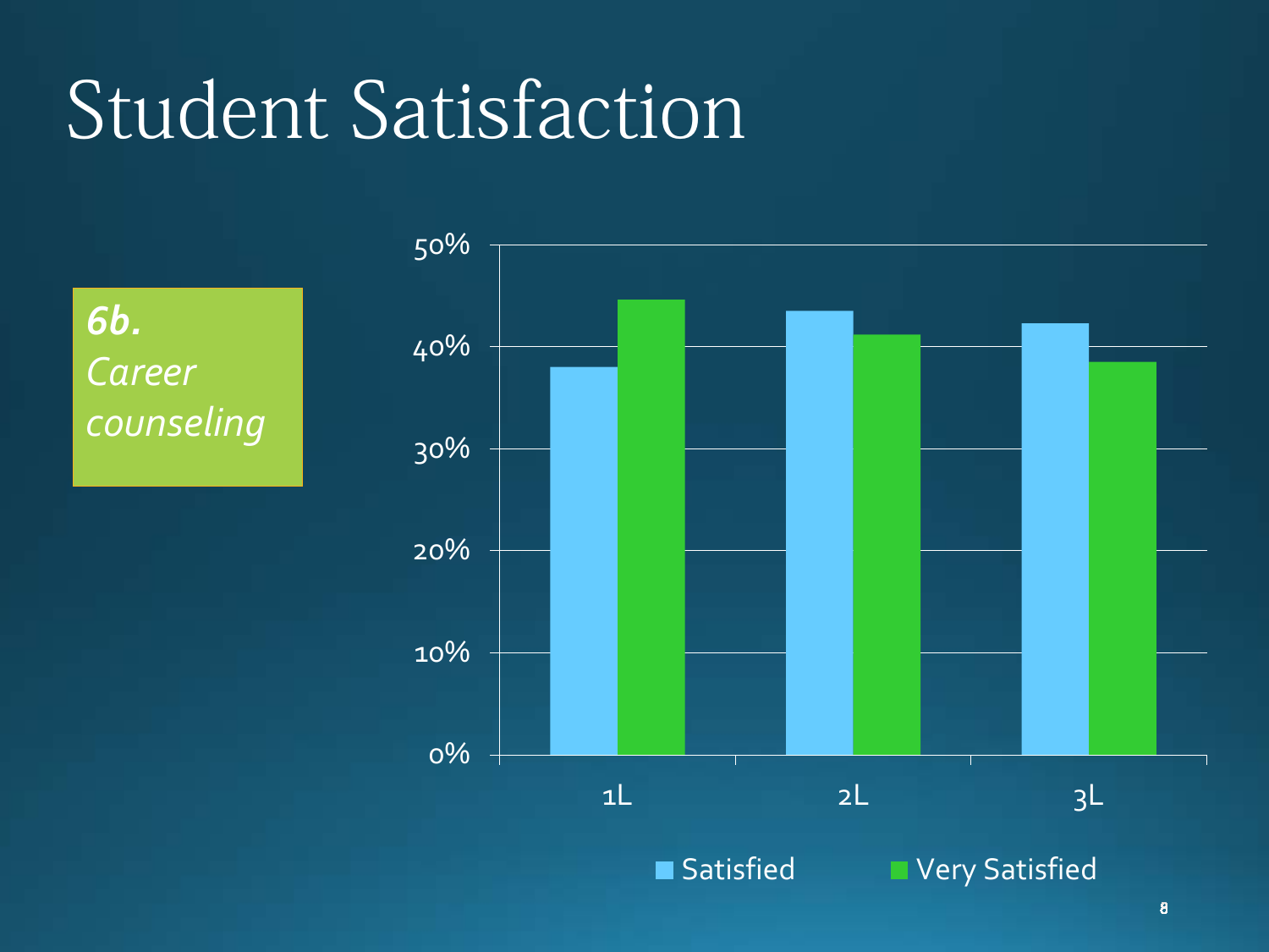# Student Satisfaction

***6b.***
*Career counseling*

50%
40%
30%
20%
10%
0%

1L 2L 3L

Satisfied Very Satisfied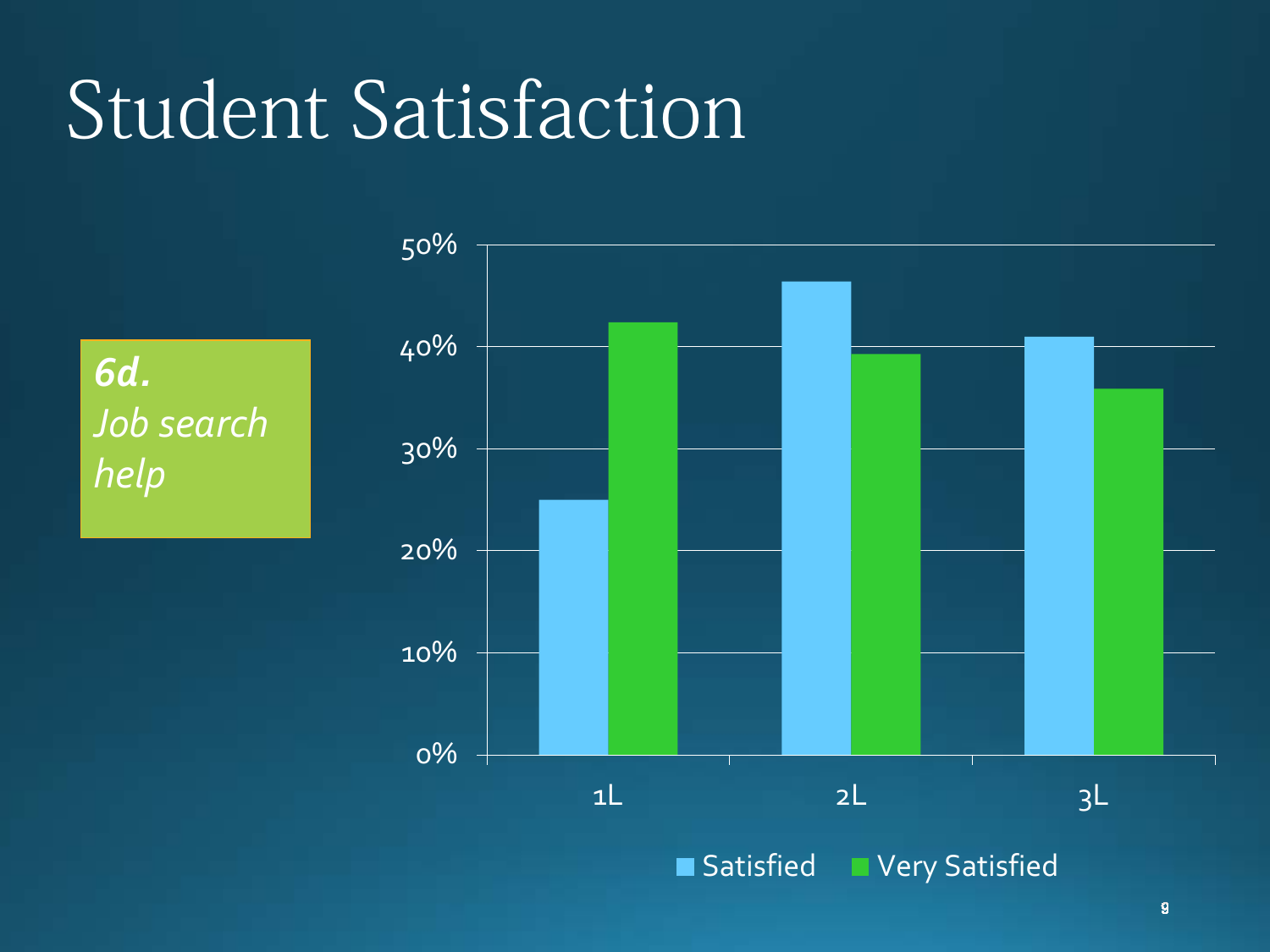# Student Satisfaction

***6d.***
*Job search help*

50%
40%
30%
20%
10%
0%

1L 2L 3L

Satisfied Very Satisfied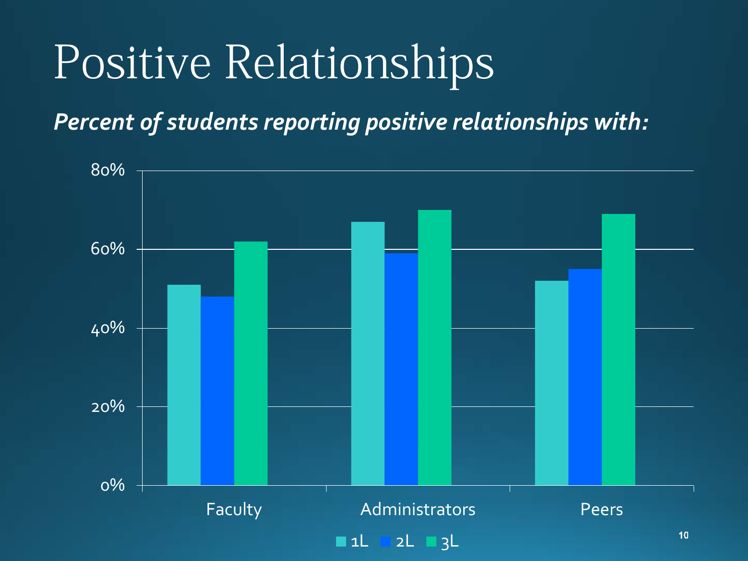# Positive Relationships

***Percent of students reporting positive relationships with:***

80%

60%

40%

20%

0%

Faculty Administrators Peers

1L 2L 3L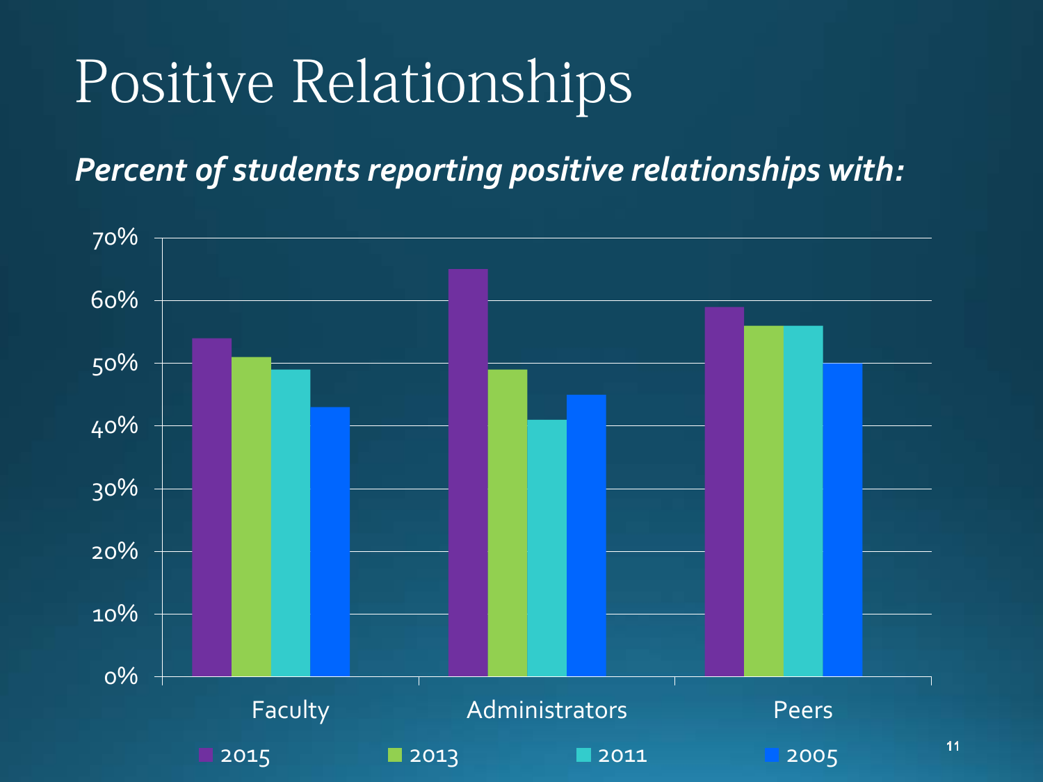# Positive Relationships

***Percent of students reporting positive relationships with:***

| | 2015 | 2013 | 2011 | 2005 |
|---|---|---|---|---|
| Faculty | 54% | 51% | 49% | 43% |
| Administrators | 65% | 49% | 41% | 45% |
| Peers | 59% | 56% | 56% | 50% |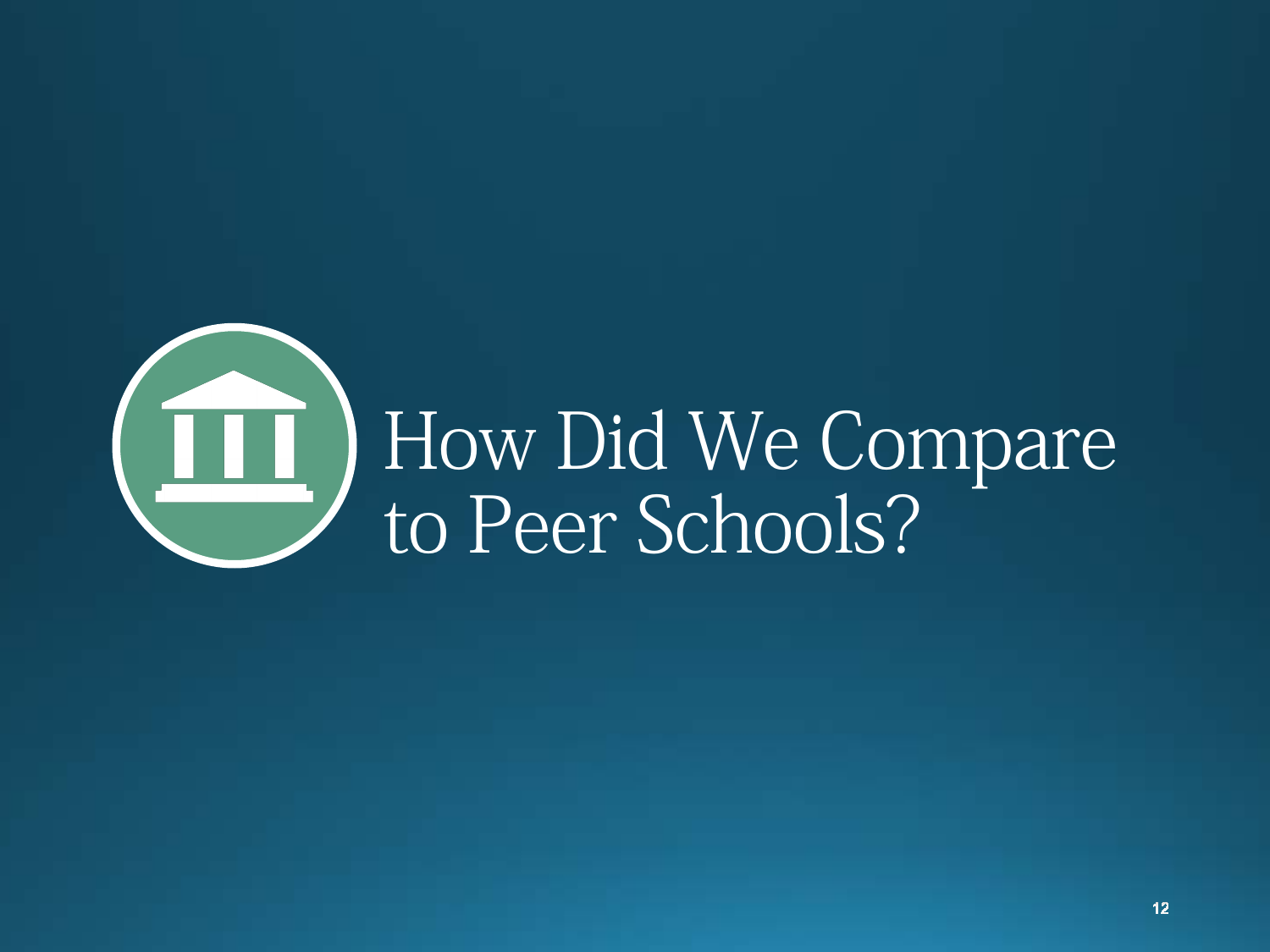# How Did We Compare to Peer Schools?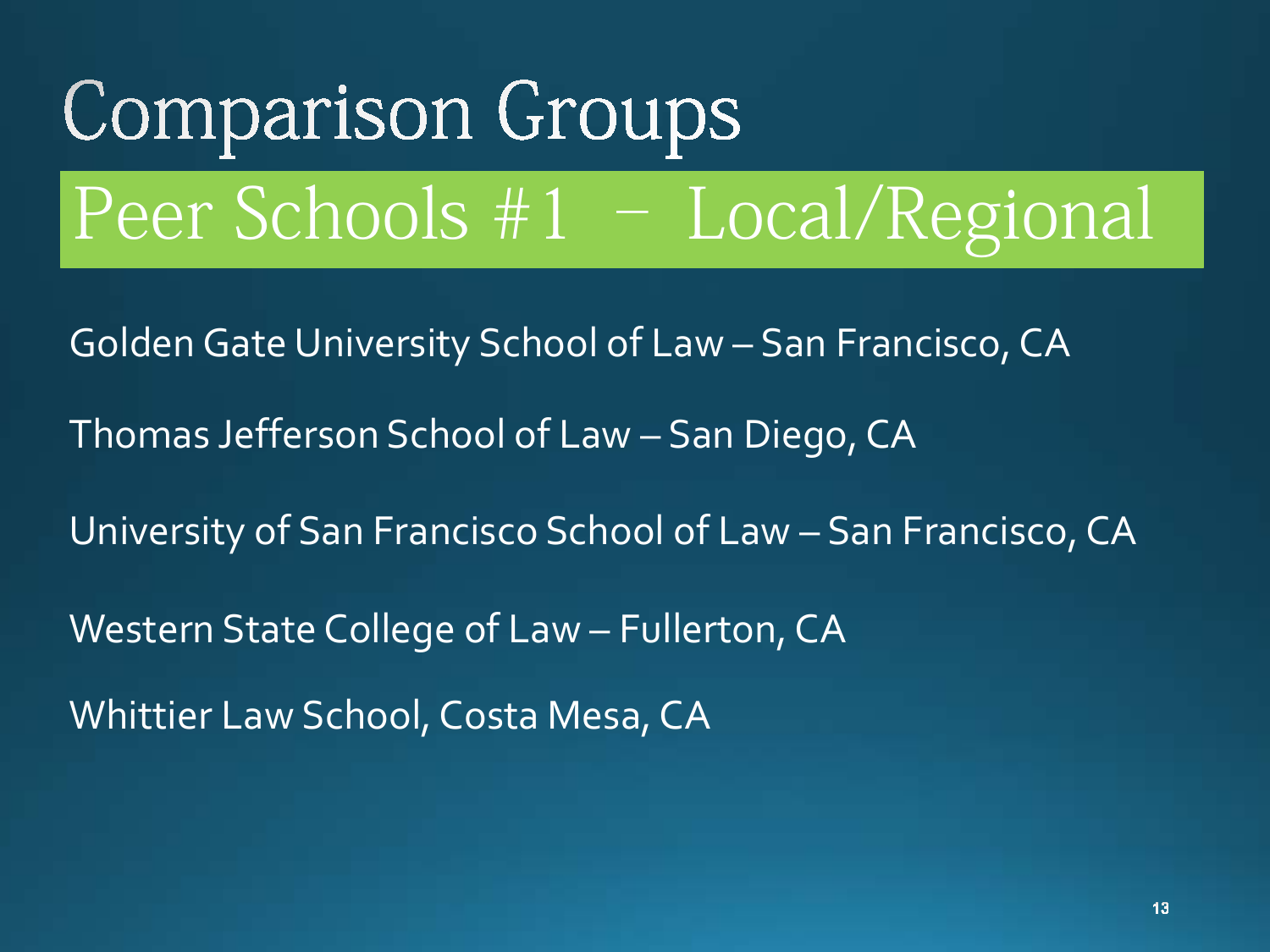# Comparison Groups

## Peer Schools #1 – Local/Regional

Golden Gate University School of Law – San Francisco, CA

Thomas Jefferson School of Law – San Diego, CA

University of San Francisco School of Law – San Francisco, CA

Western State College of Law – Fullerton, CA

Whittier Law School, Costa Mesa, CA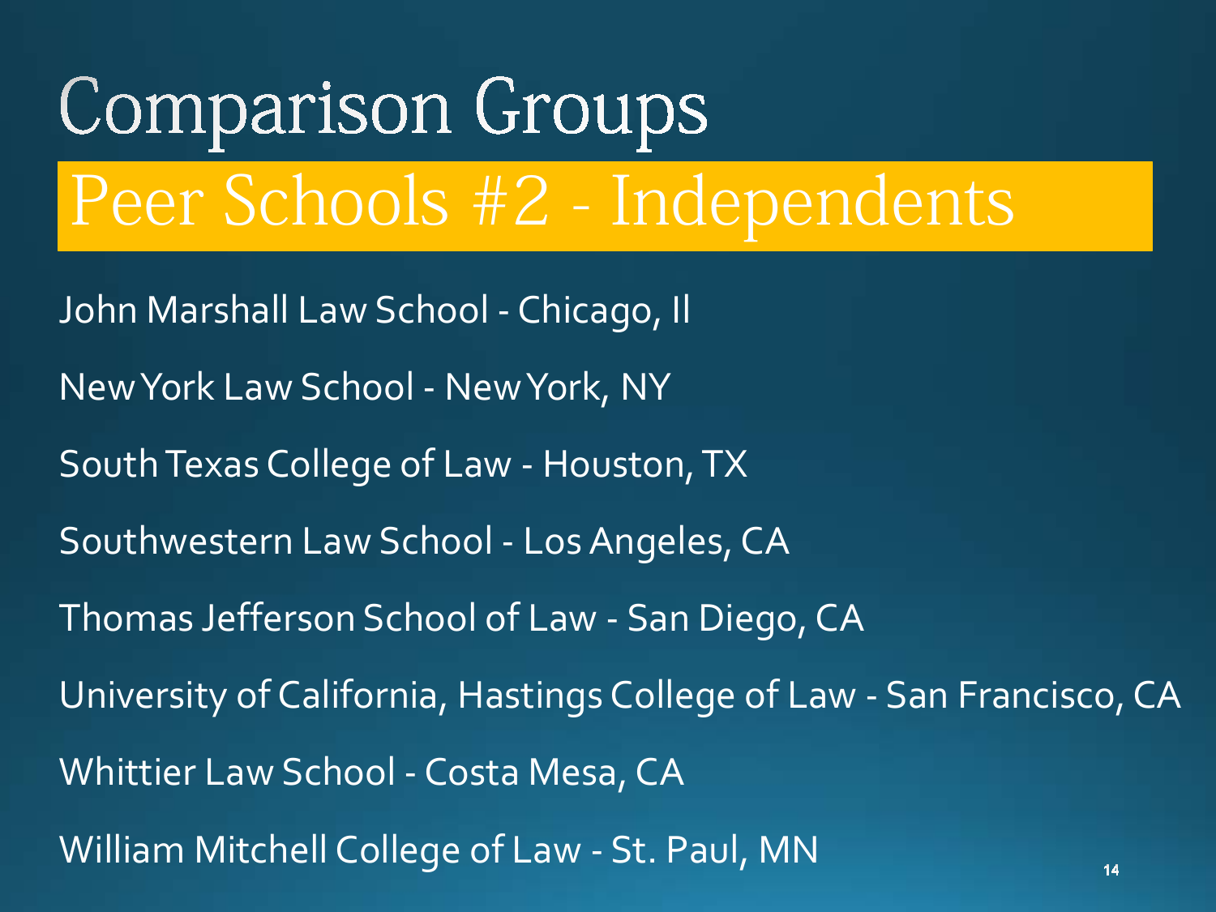# Comparison Groups

## Peer Schools #2 - Independents

John Marshall Law School - Chicago, Il

New York Law School - New York, NY

South Texas College of Law - Houston, TX

Southwestern Law School - Los Angeles, CA

Thomas Jefferson School of Law - San Diego, CA

University of California, Hastings College of Law - San Francisco, CA

Whittier Law School - Costa Mesa, CA

William Mitchell College of Law - St. Paul, MN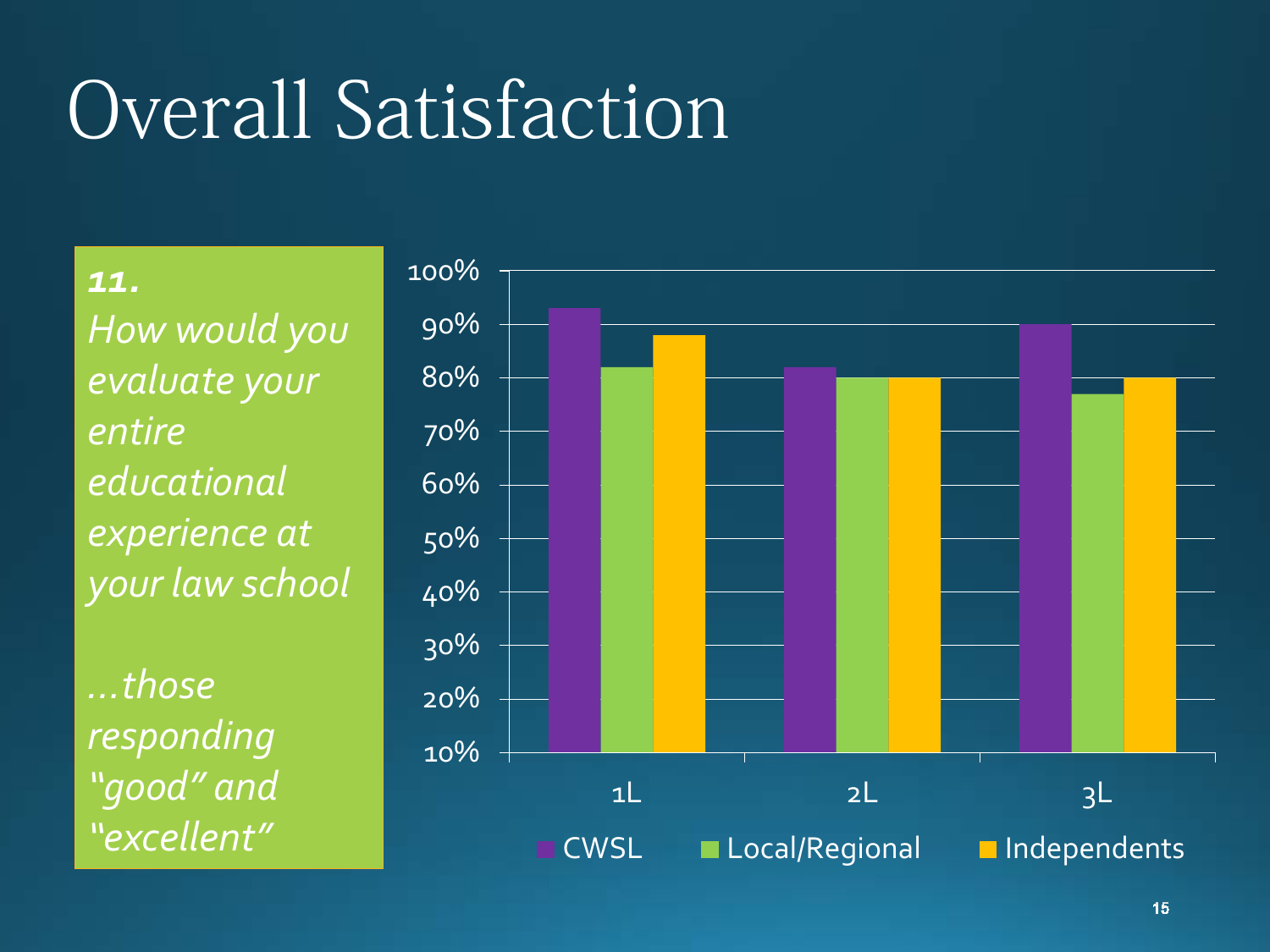# Overall Satisfaction

***11.***
*How would you evaluate your entire educational experience at your law school*

*…those responding "good" and "excellent"*

| | CWSL | Local/Regional | Independents |
|---|---|---|---|
| 1L | 93% | 82% | 88% |
| 2L | 82% | 80% | 80% |
| 3L | 90% | 77% | 80% |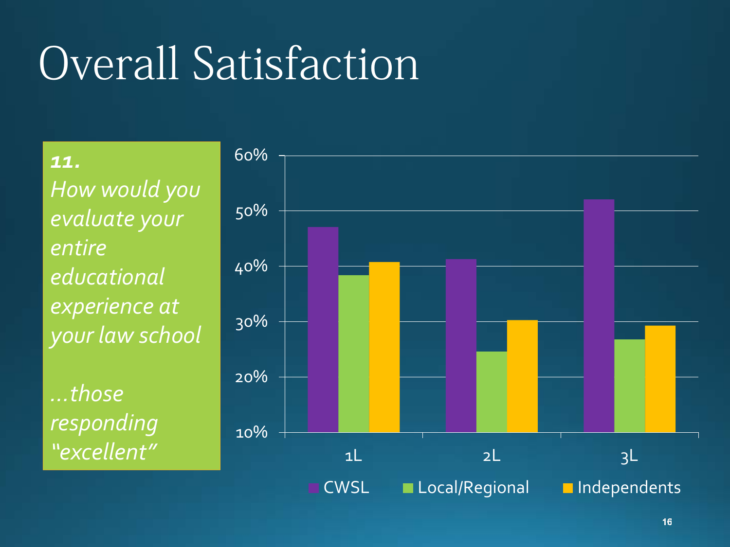# Overall Satisfaction

***11.***
*How would you evaluate your entire educational experience at your law school*

*…those responding "excellent"*

60%
50%
40%
30%
20%
10%

1L 2L 3L

CWSL Local/Regional Independents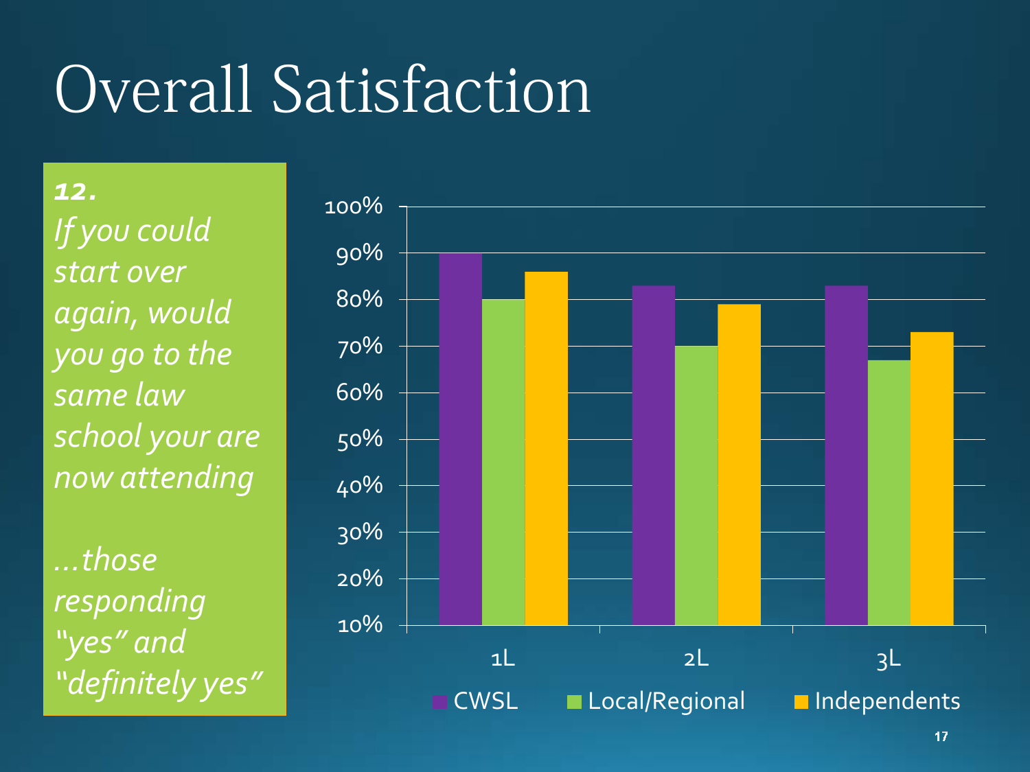# Overall Satisfaction

***12.***
*If you could start over again, would you go to the same law school your are now attending*

*…those responding "yes" and "definitely yes"*

| | CWSL | Local/Regional | Independents |
|---|---|---|---|
| 1L | 90% | 80% | 86% |
| 2L | 83% | 70% | 79% |
| 3L | 83% | 67% | 73% |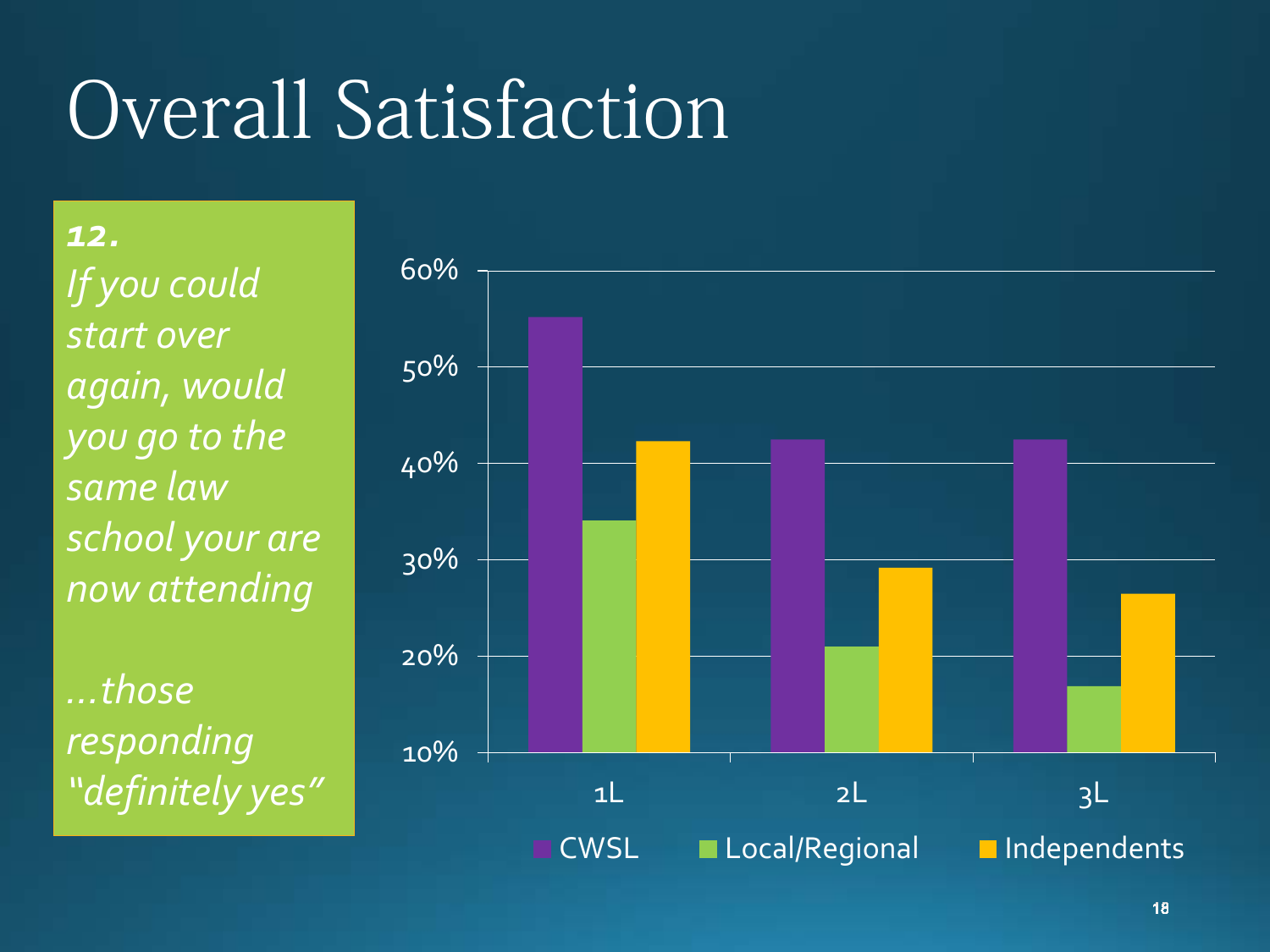# Overall Satisfaction

***12.***
*If you could start over again, would you go to the same law school your are now attending*

*…those responding "definitely yes"*

| | CWSL | Local/Regional | Independents |
|---|---|---|---|
| 1L | ~55% | ~34% | ~42% |
| 2L | ~42% | ~21% | ~29% |
| 3L | ~42% | ~17% | ~26% |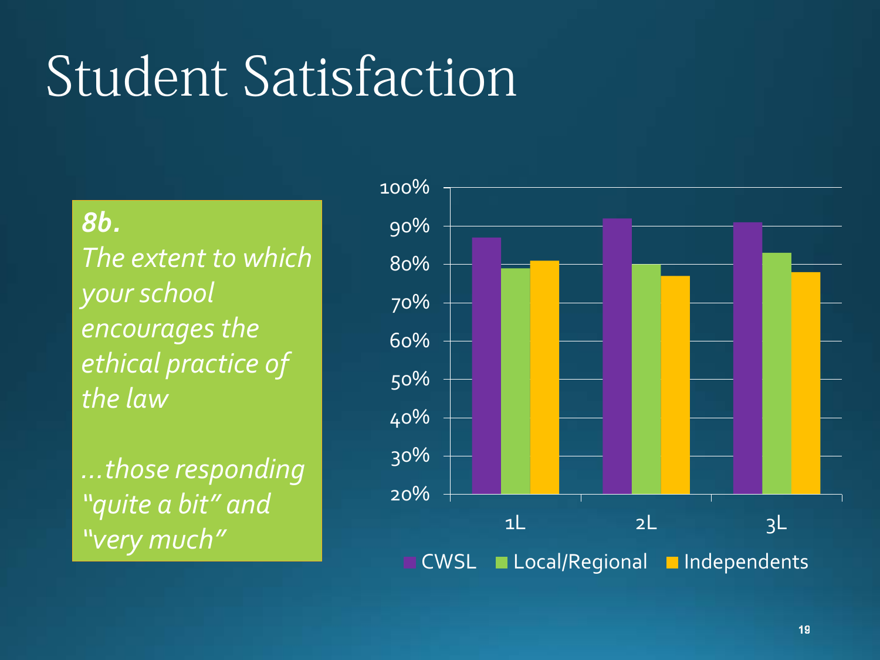# Student Satisfaction

***8b.***

*The extent to which your school encourages the ethical practice of the law*

*…those responding "quite a bit" and "very much"*

| | CWSL | Local/Regional | Independents |
|---|---|---|---|
| 1L | 87% | 79% | 81% |
| 2L | 92% | 80% | 77% |
| 3L | 91% | 83% | 78% |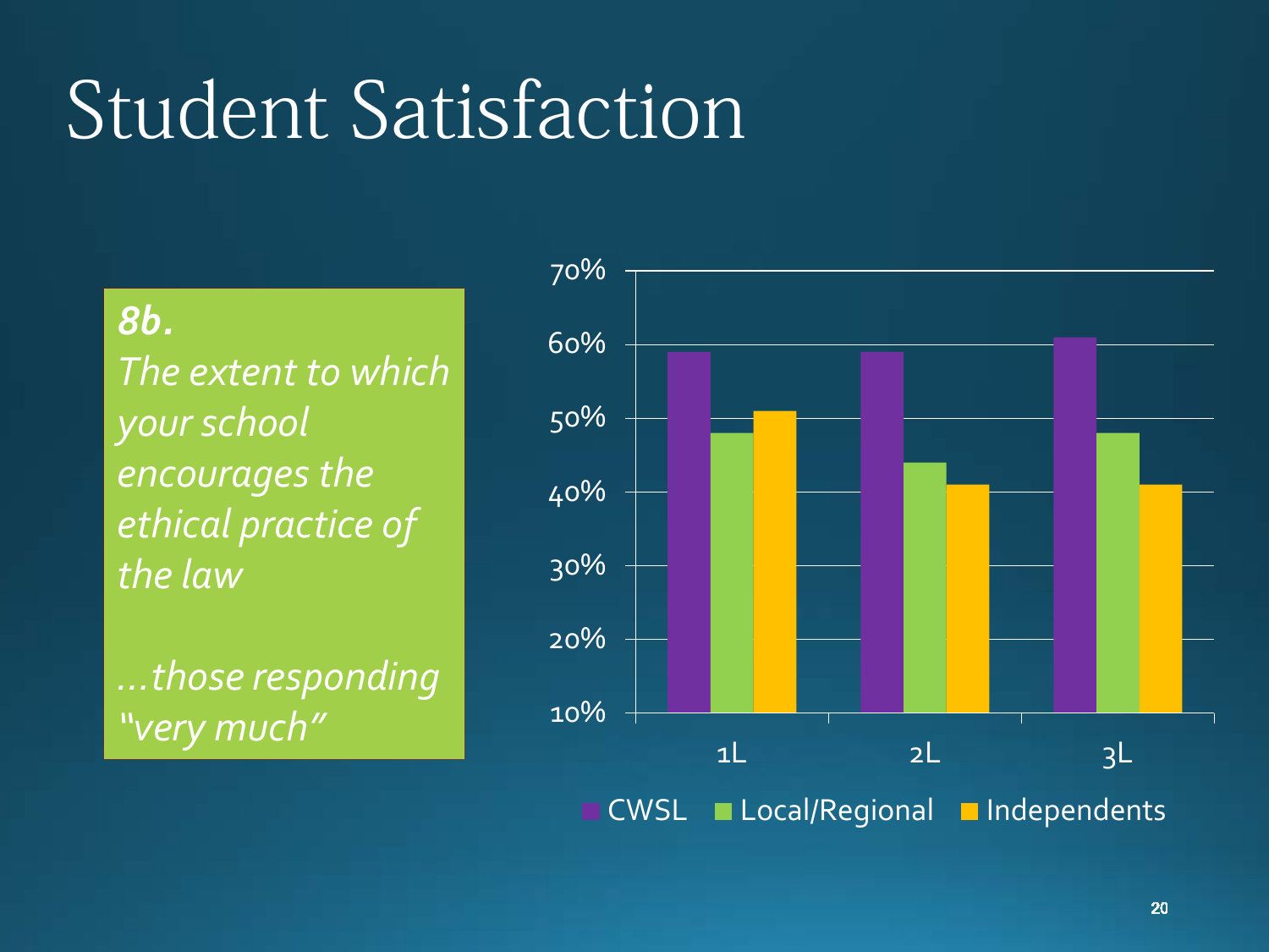# Student Satisfaction

***8b.***

*The extent to which your school encourages the ethical practice of the law*

*…those responding "very much"*

| | CWSL | Local/Regional | Independents |
|---|---|---|---|
| 1L | 59% | 48% | 51% |
| 2L | 59% | 44% | 41% |
| 3L | 61% | 48% | 41% |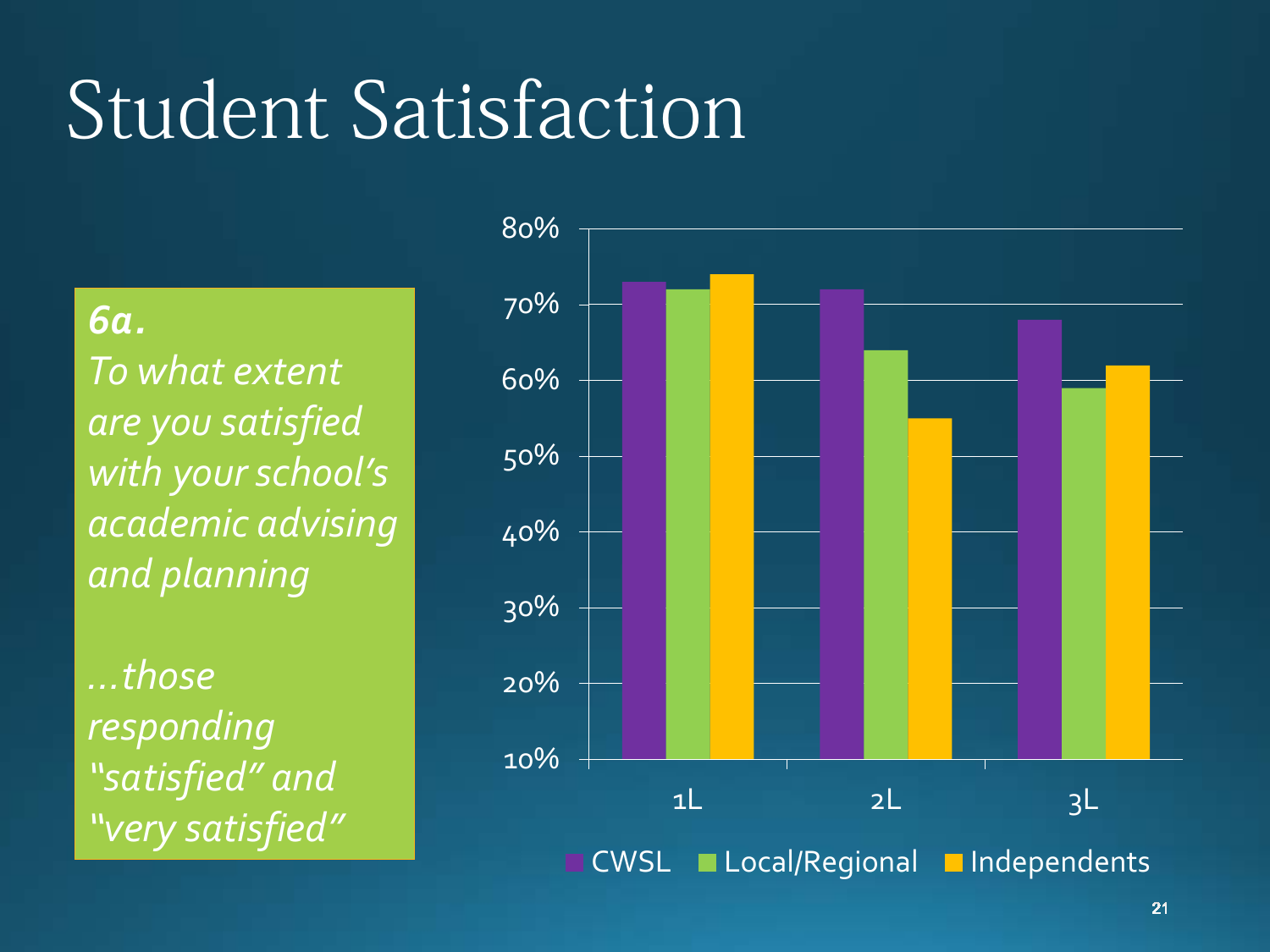# Student Satisfaction

***6a.***
*To what extent are you satisfied with your school's academic advising and planning*

*…those responding "satisfied" and "very satisfied"*

| | CWSL | Local/Regional | Independents |
|---|---|---|---|
| 1L | 73% | 72% | 74% |
| 2L | 72% | 64% | 55% |
| 3L | 68% | 59% | 62% |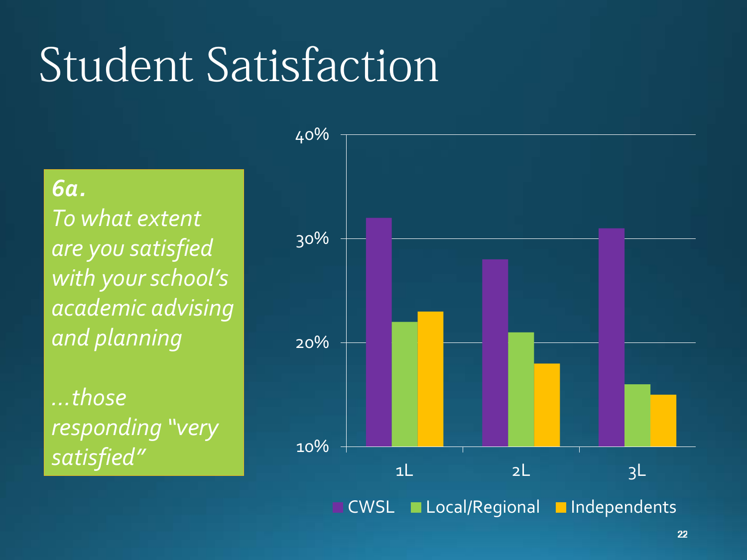# Student Satisfaction

***6a.***
*To what extent are you satisfied with your school's academic advising and planning*

*…those responding "very satisfied"*

40%
30%
20%
10%

1L 2L 3L

CWSL Local/Regional Independents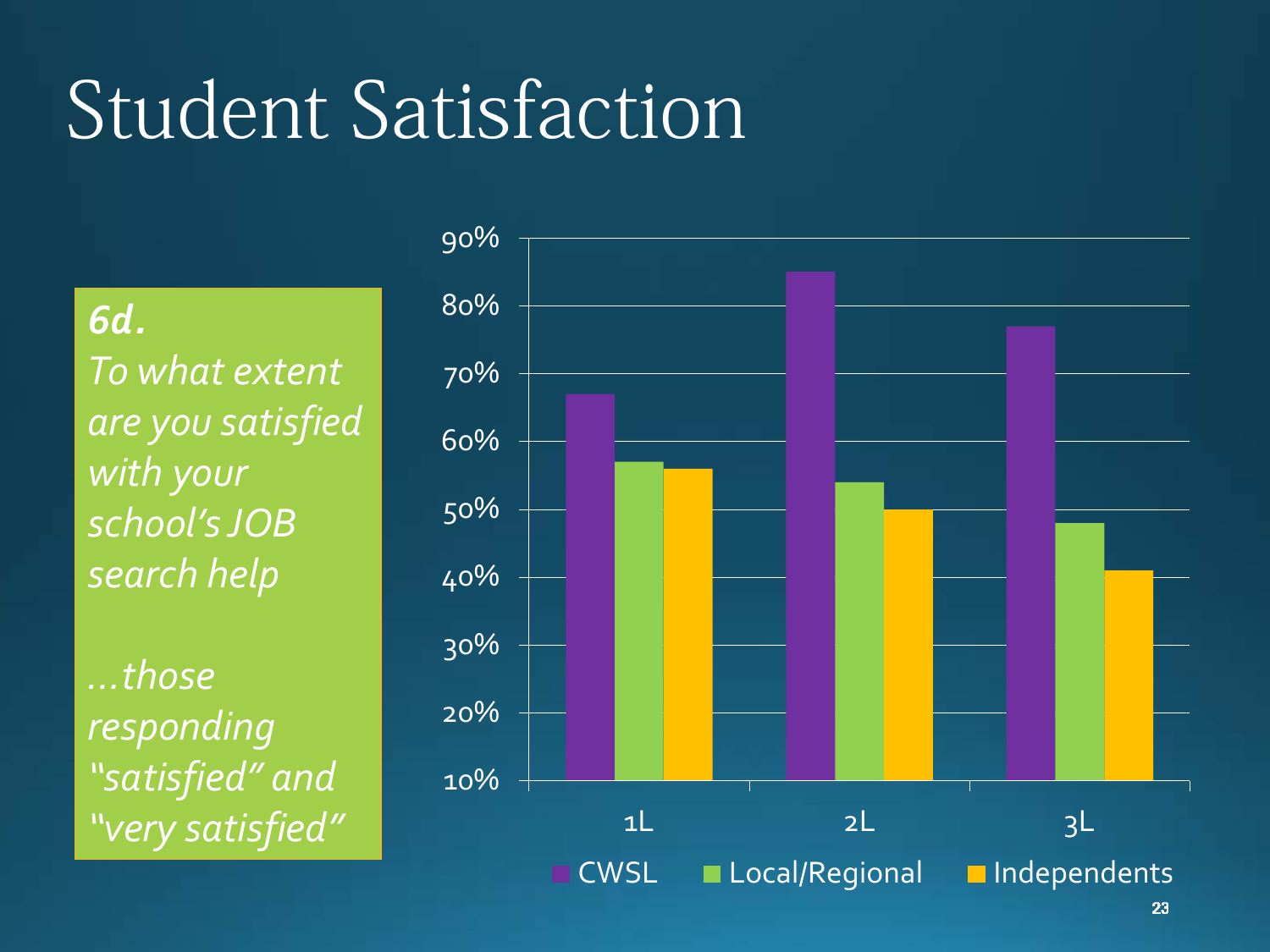# Student Satisfaction

***6d.***
*To what extent are you satisfied with your school's JOB search help*

*…those responding "satisfied" and "very satisfied"*

| | CWSL | Local/Regional | Independents |
|---|---|---|---|
| 1L | 67% | 57% | 56% |
| 2L | 85% | 54% | 50% |
| 3L | 77% | 48% | 41% |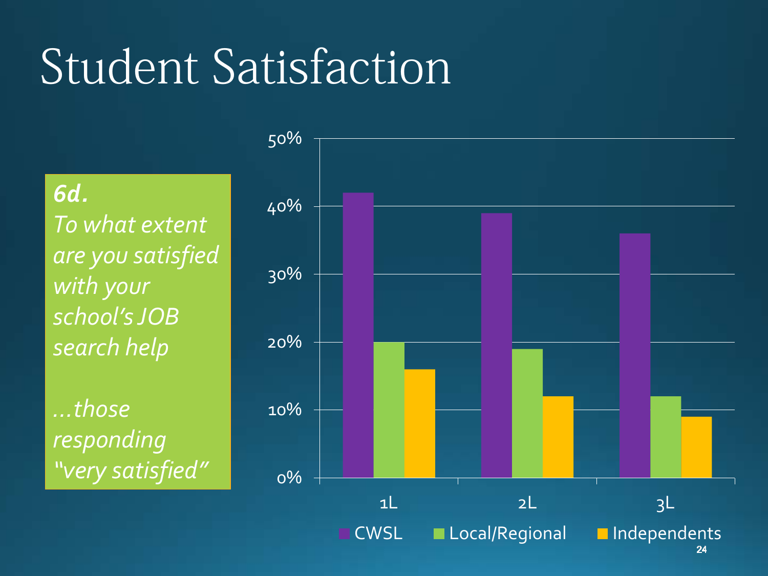# Student Satisfaction

***6d.***
*To what extent are you satisfied with your school's JOB search help*

*…those responding "very satisfied"*

| | CWSL | Local/Regional | Independents |
|---|---|---|---|
| 1L | 42% | 20% | 16% |
| 2L | 39% | 19% | 12% |
| 3L | 36% | 12% | 9% |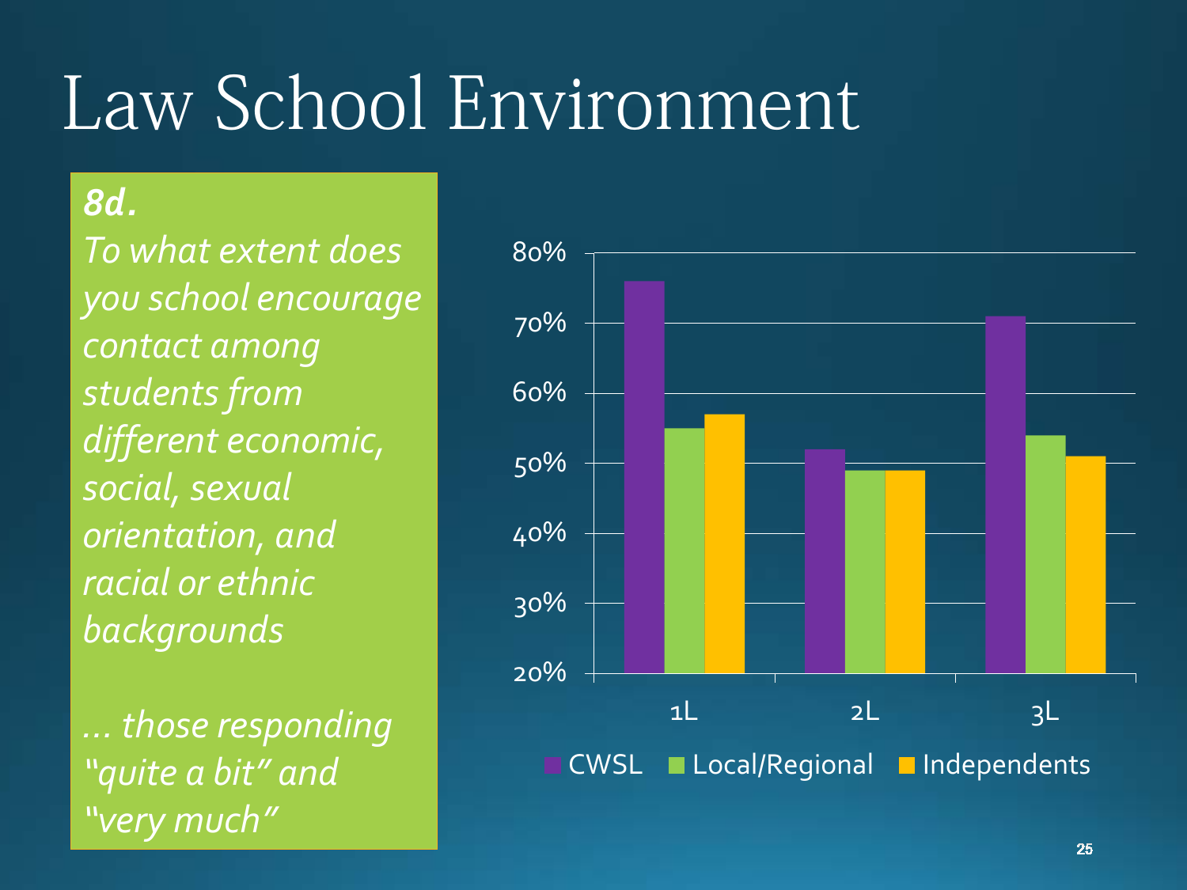# Law School Environment

***8d.***

*To what extent does you school encourage contact among students from different economic, social, sexual orientation, and racial or ethnic backgrounds*

*… those responding "quite a bit" and "very much"*

| | CWSL | Local/Regional | Independents |
|---|---|---|---|
| 1L | 76% | 55% | 57% |
| 2L | 52% | 49% | 49% |
| 3L | 71% | 54% | 51% |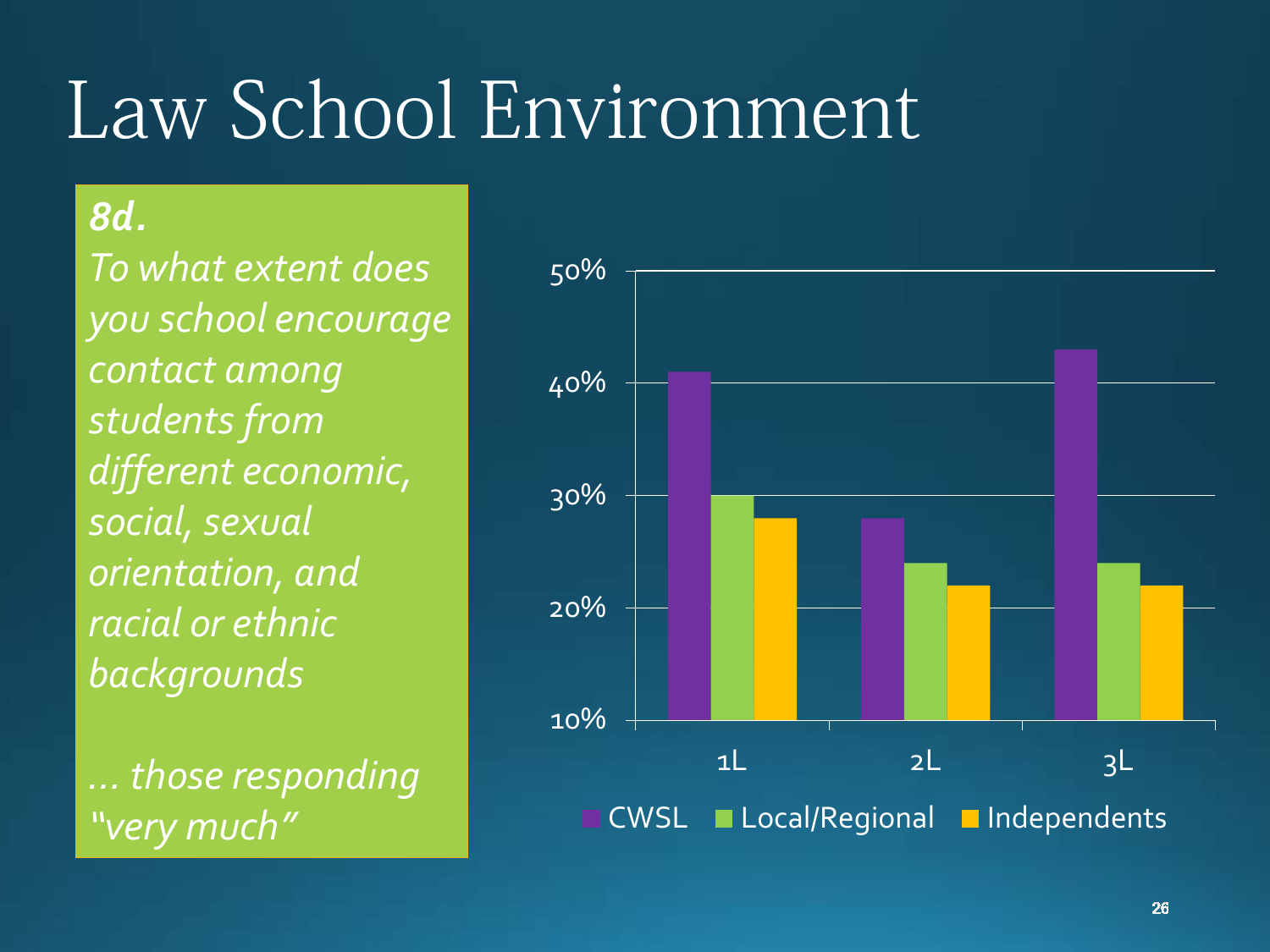# Law School Environment

***8d.***

*To what extent does you school encourage contact among students from different economic, social, sexual orientation, and racial or ethnic backgrounds*

*… those responding "very much"*

| | CWSL | Local/Regional | Independents |
|---|---|---|---|
| 1L | 41% | 30% | 28% |
| 2L | 28% | 24% | 22% |
| 3L | 43% | 24% | 22% |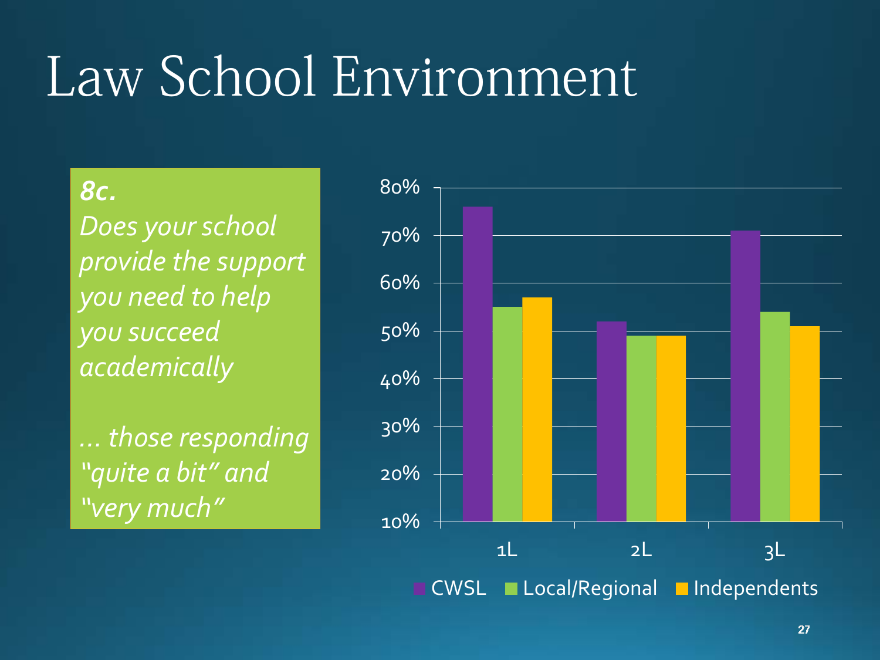# Law School Environment

***8c.***

*Does your school provide the support you need to help you succeed academically*

*… those responding "quite a bit" and "very much"*

| | CWSL | Local/Regional | Independents |
|---|---|---|---|
| 1L | 76% | 55% | 57% |
| 2L | 52% | 49% | 49% |
| 3L | 71% | 54% | 51% |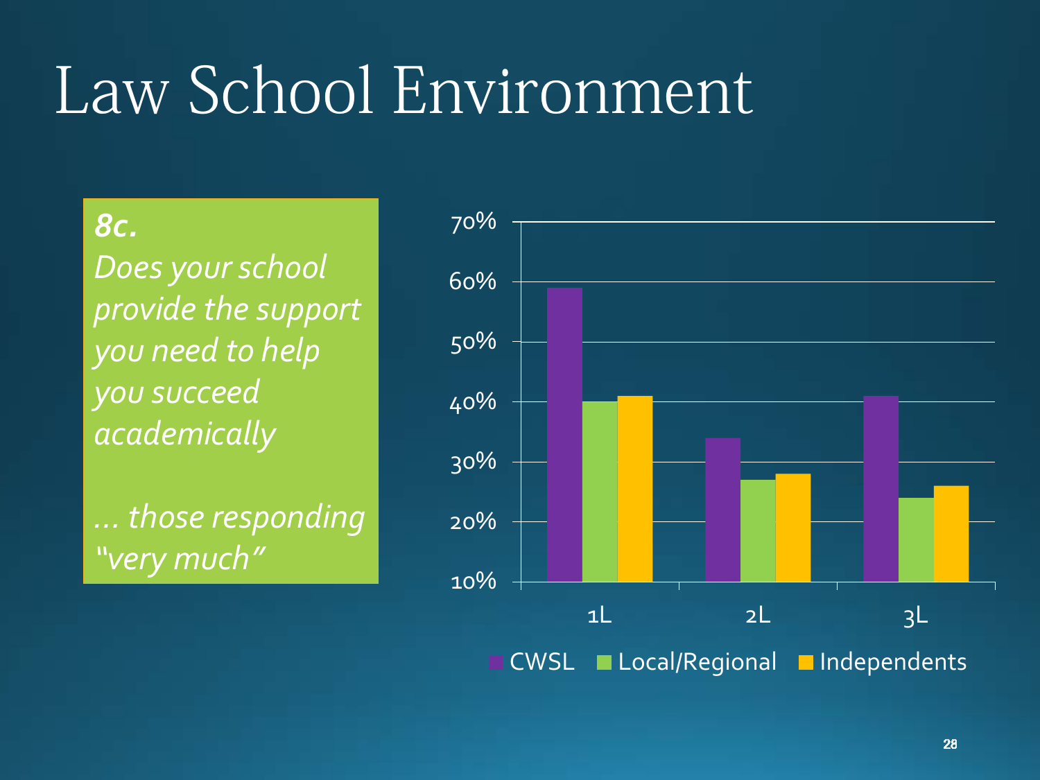# Law School Environment

***8c.***

*Does your school provide the support you need to help you succeed academically*

*… those responding "very much"*

| | CWSL | Local/Regional | Independents |
|---|---|---|---|
| 1L | 59% | 40% | 41% |
| 2L | 34% | 27% | 28% |
| 3L | 41% | 24% | 26% |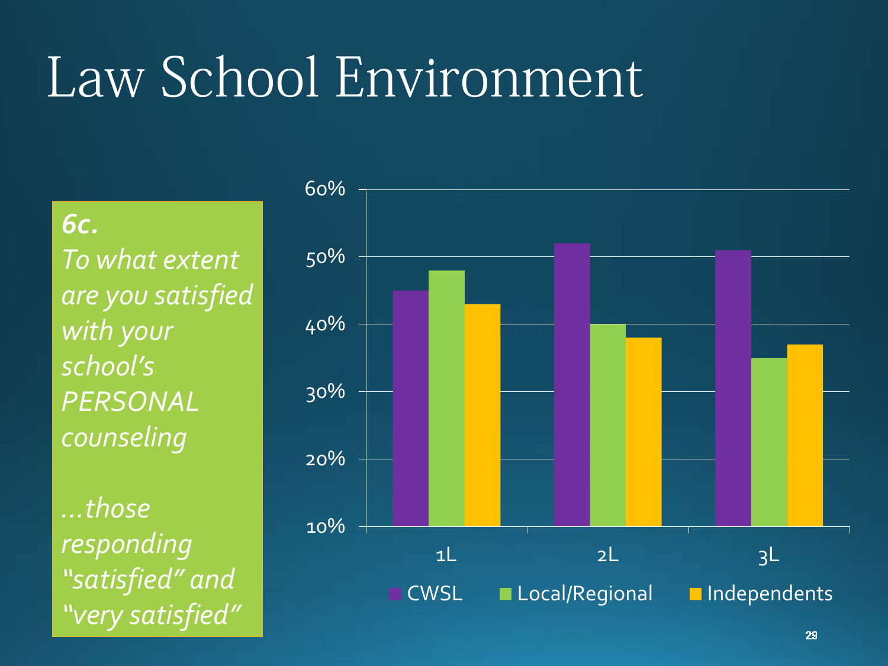# Law School Environment

***6c.***
*To what extent are you satisfied with your school's PERSONAL counseling*

*…those responding "satisfied" and "very satisfied"*

| | CWSL | Local/Regional | Independents |
|---|---|---|---|
| 1L | 45% | 48% | 43% |
| 2L | 52% | 40% | 38% |
| 3L | 51% | 35% | 37% |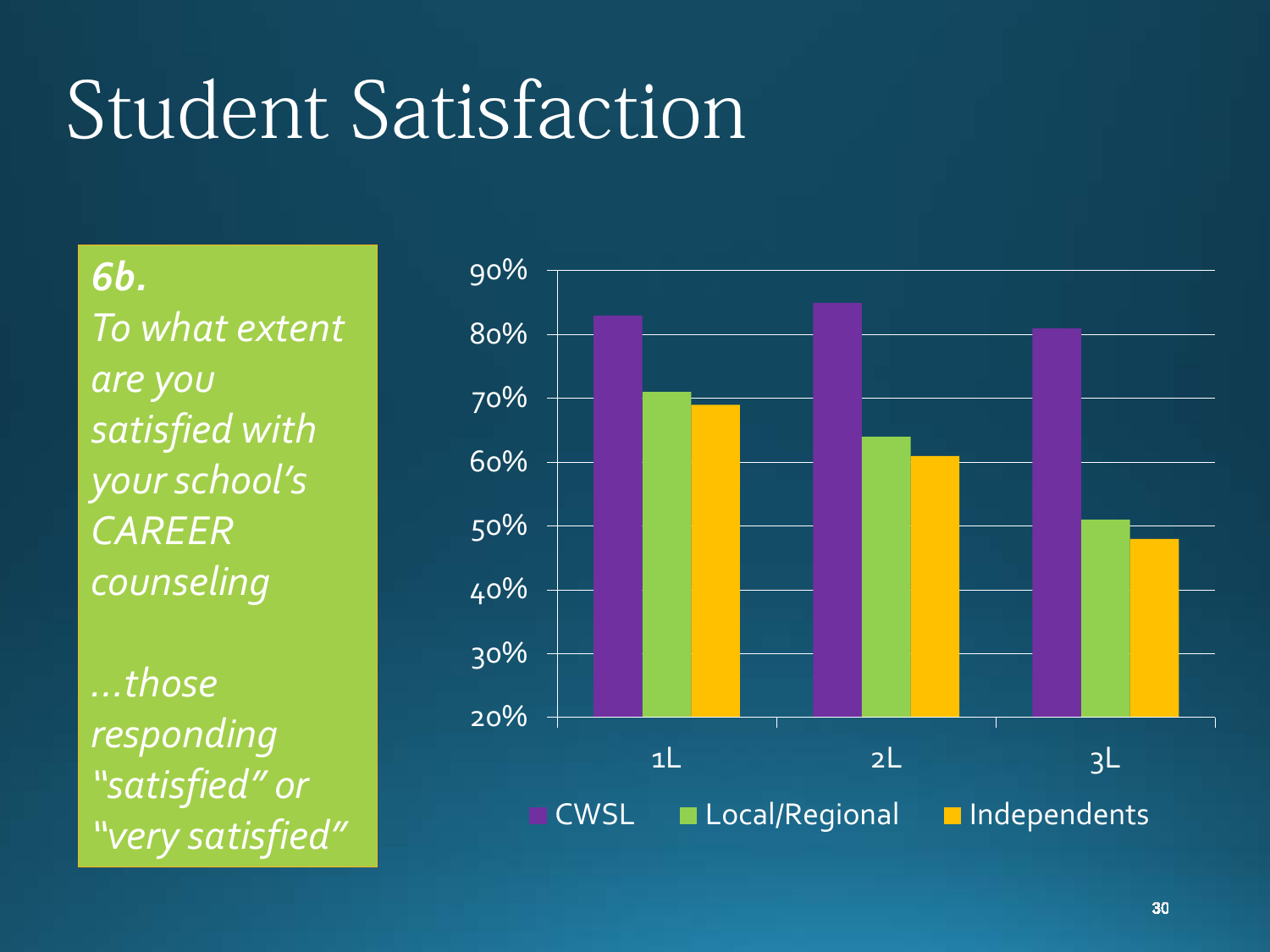# Student Satisfaction

***6b.***

*To what extent are you satisfied with your school's CAREER counseling*

*…those responding "satisfied" or "very satisfied"*

| | CWSL | Local/Regional | Independents |
|---|---|---|---|
| 1L | 83% | 71% | 69% |
| 2L | 85% | 64% | 61% |
| 3L | 81% | 51% | 48% |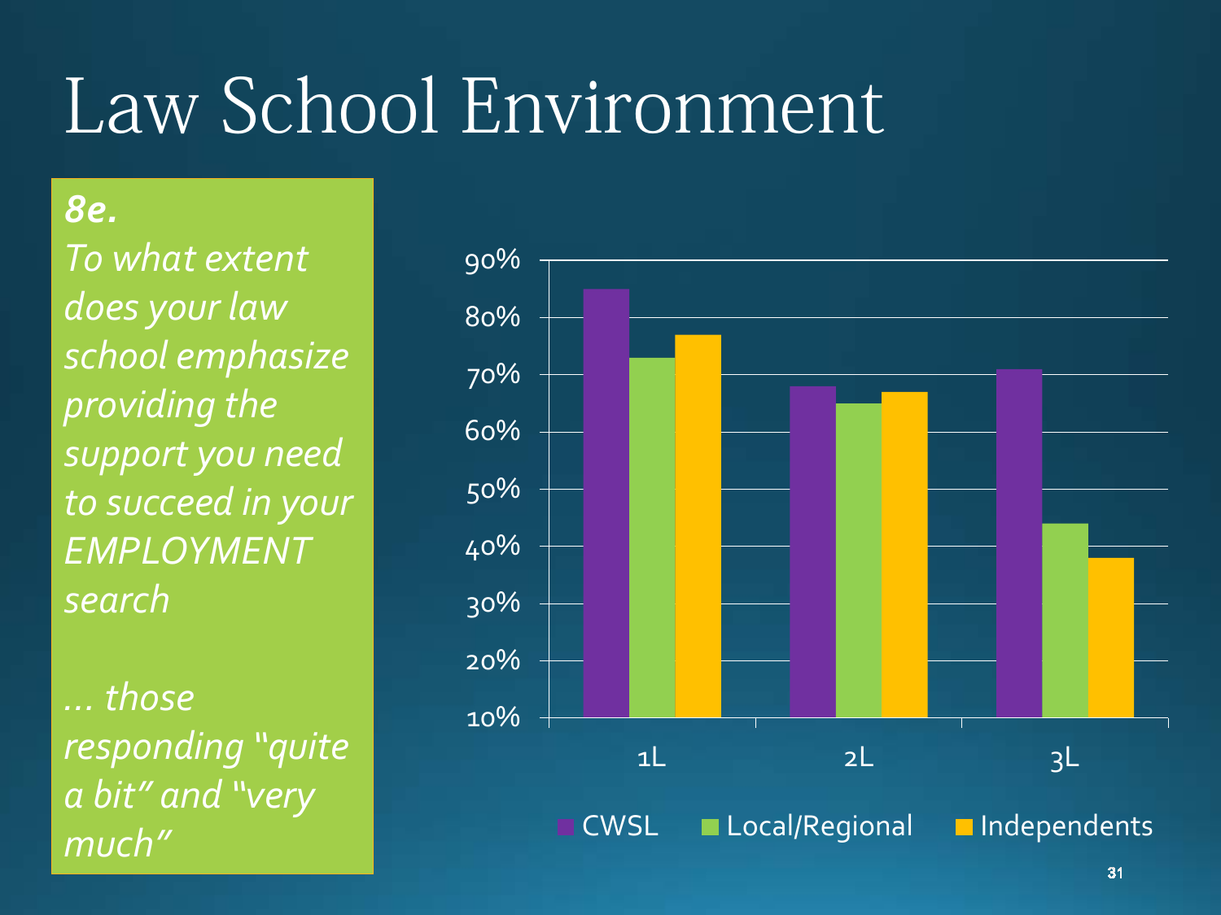# Law School Environment

***8e.***

*To what extent does your law school emphasize providing the support you need to succeed in your EMPLOYMENT search*

*… those responding "quite a bit" and "very much"*

| | CWSL | Local/Regional | Independents |
|---|---|---|---|
| 1L | 85% | 73% | 77% |
| 2L | 68% | 65% | 67% |
| 3L | 71% | 44% | 38% |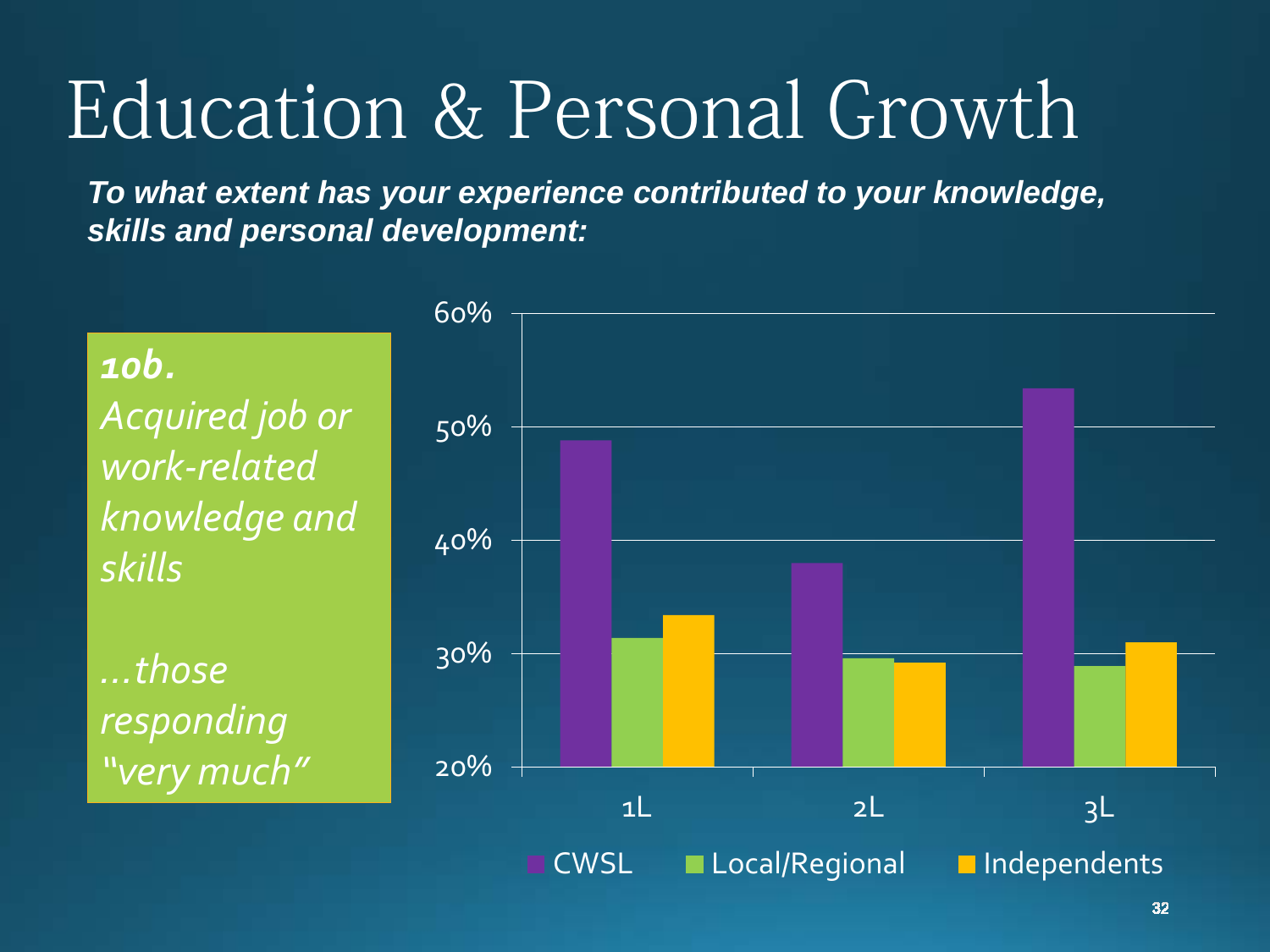# Education & Personal Growth

***To what extent has your experience contributed to your knowledge, skills and personal development:***

***10b.***
*Acquired job or work-related knowledge and skills*

*…those responding "very much"*

60%
50%
40%
30%
20%

1L 2L 3L

CWSL Local/Regional Independents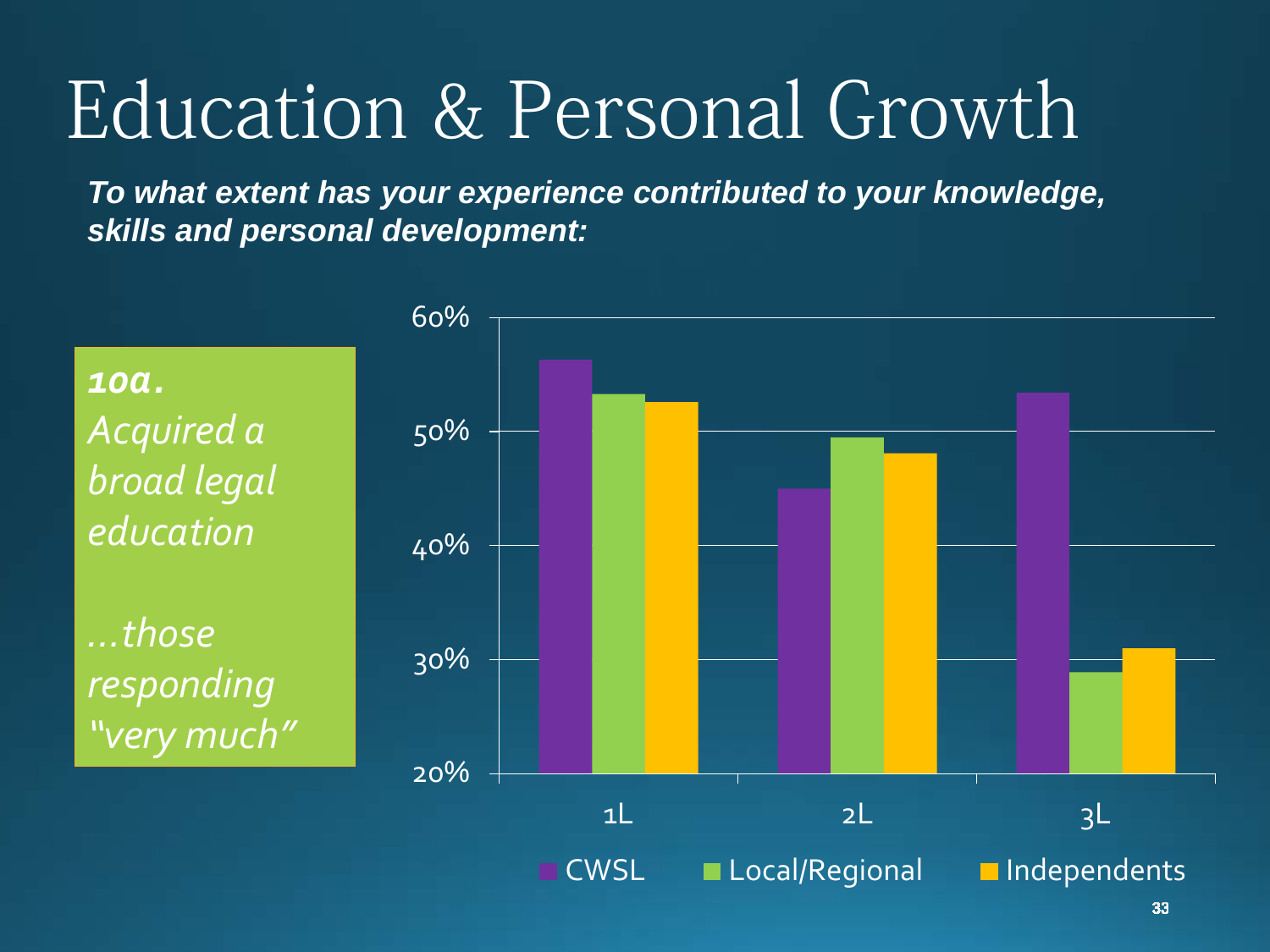# Education & Personal Growth

***To what extent has your experience contributed to your knowledge, skills and personal development:***

***10a.***
*Acquired a broad legal education*

*…those responding "very much"*

60%
50%
40%
30%
20%

1L 2L 3L

CWSL Local/Regional Independents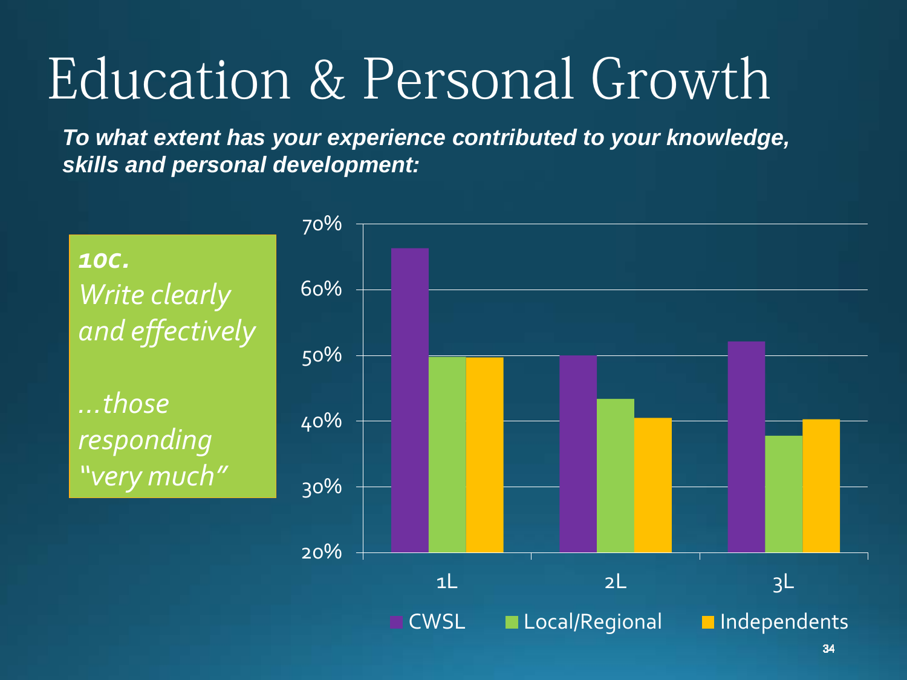# Education & Personal Growth

***To what extent has your experience contributed to your knowledge, skills and personal development:***

***10c.***
*Write clearly and effectively*

*…those responding "very much"*

| | CWSL | Local/Regional | Independents |
|---|---|---|---|
| 1L | ~66% | ~50% | ~50% |
| 2L | ~50% | ~43% | ~40% |
| 3L | ~52% | ~38% | ~40% |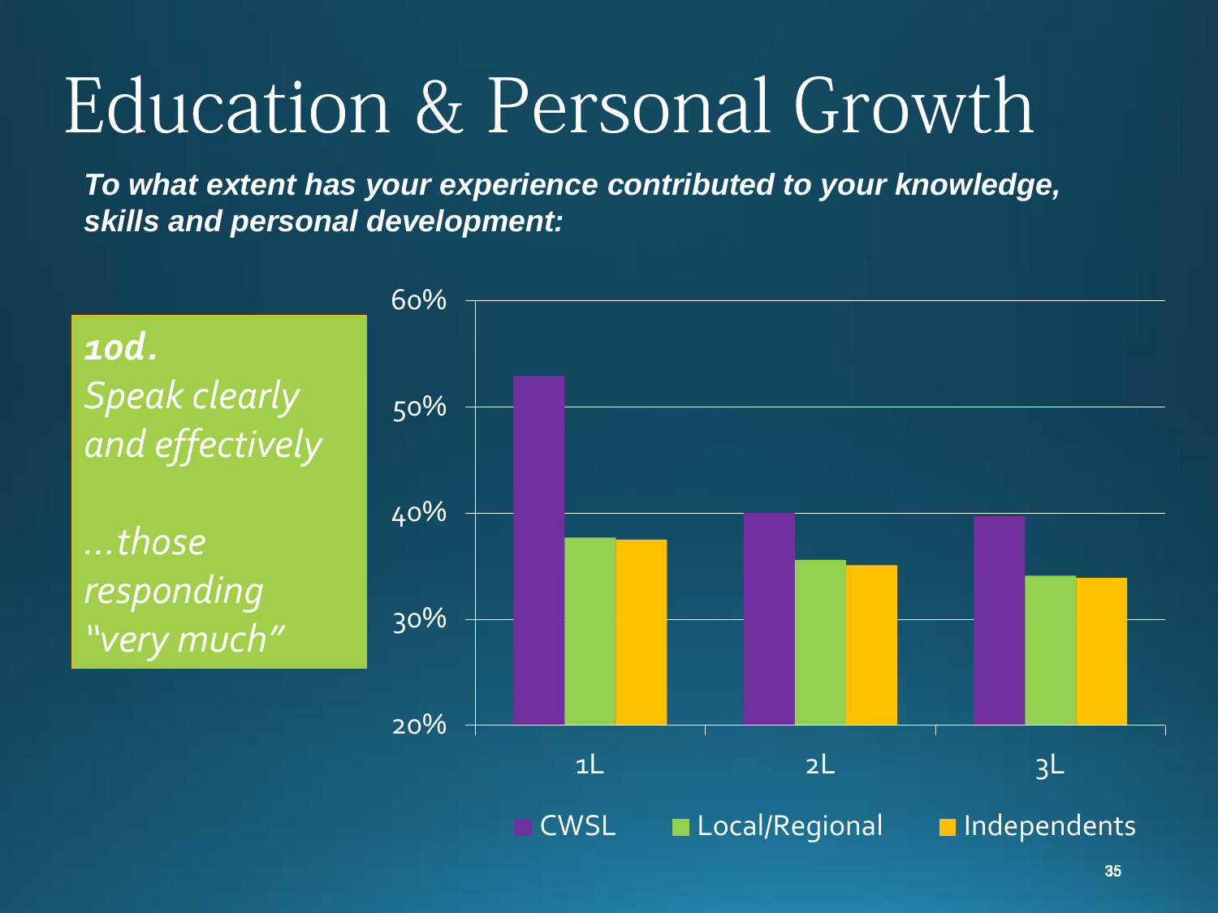# Education & Personal Growth

***To what extent has your experience contributed to your knowledge, skills and personal development:***

***10d.***
*Speak clearly and effectively*

*…those responding "very much"*

60%
50%
40%
30%
20%

1L 2L 3L

CWSL Local/Regional Independents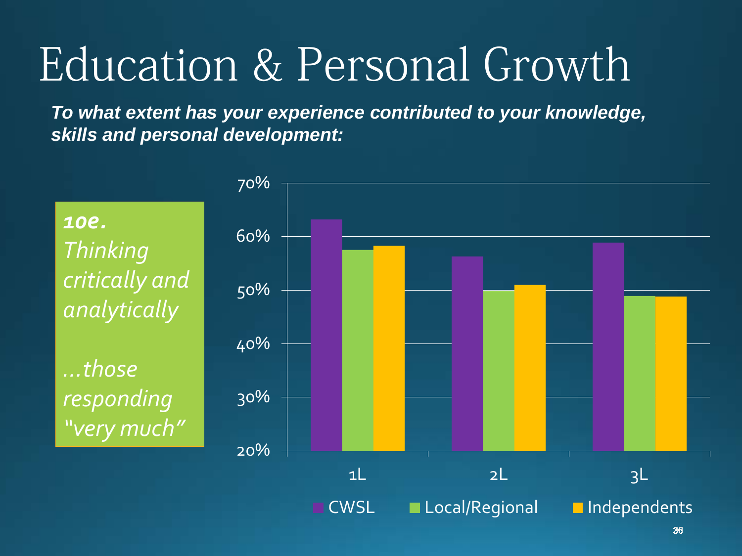# Education & Personal Growth

***To what extent has your experience contributed to your knowledge, skills and personal development:***

***10e.***
*Thinking critically and analytically*

*…those responding "very much"*

70%
60%
50%
40%
30%
20%

1L 2L 3L

CWSL Local/Regional Independents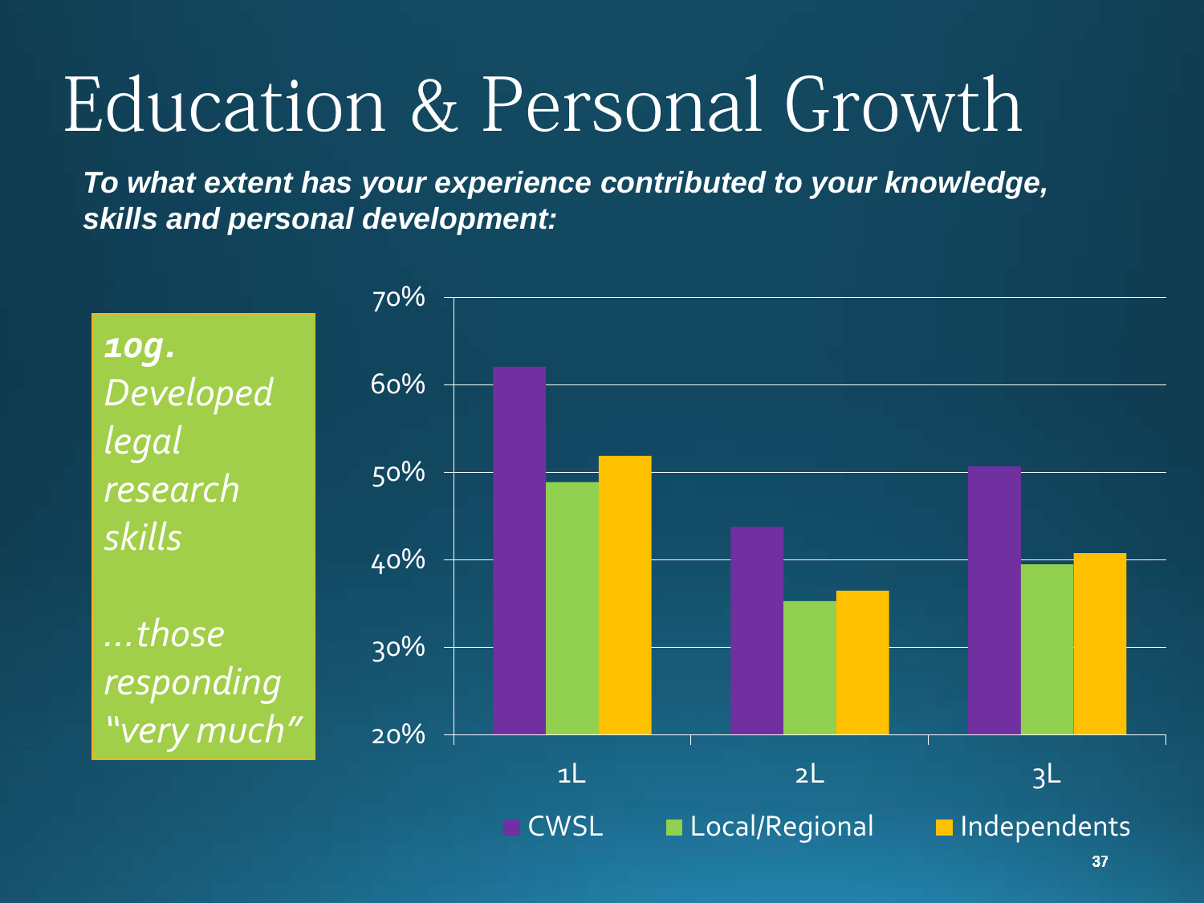# Education & Personal Growth

***To what extent has your experience contributed to your knowledge, skills and personal development:***

***10g. Developed legal research skills***

*…those responding "very much"*

70%
60%
50%
40%
30%
20%

1L 2L 3L

CWSL Local/Regional Independents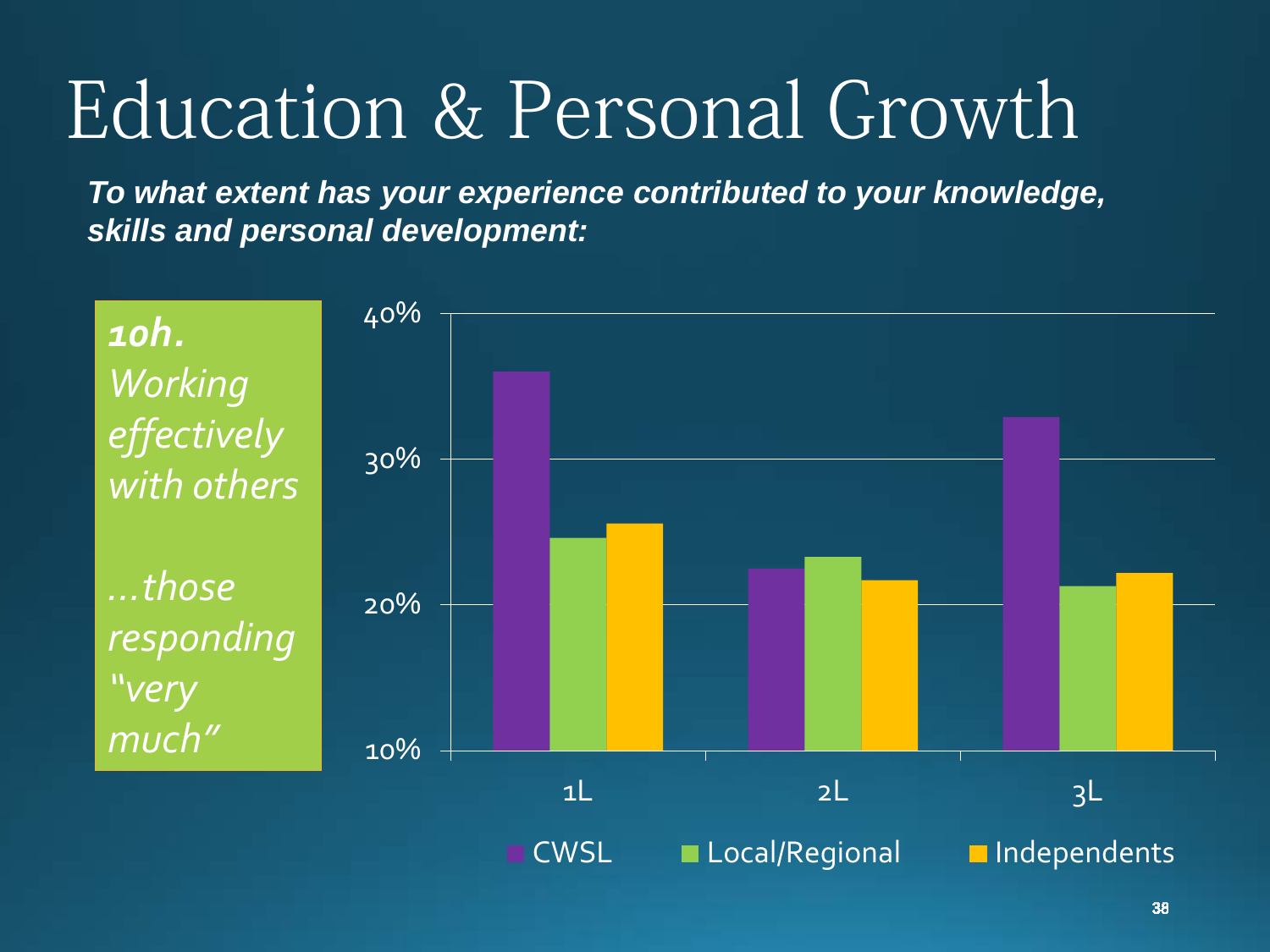# Education & Personal Growth

***To what extent has your experience contributed to your knowledge, skills and personal development:***

***10h.*** *Working effectively with others*

*…those responding "very much"*

40%
30%
20%
10%

1L 2L 3L

CWSL Local/Regional Independents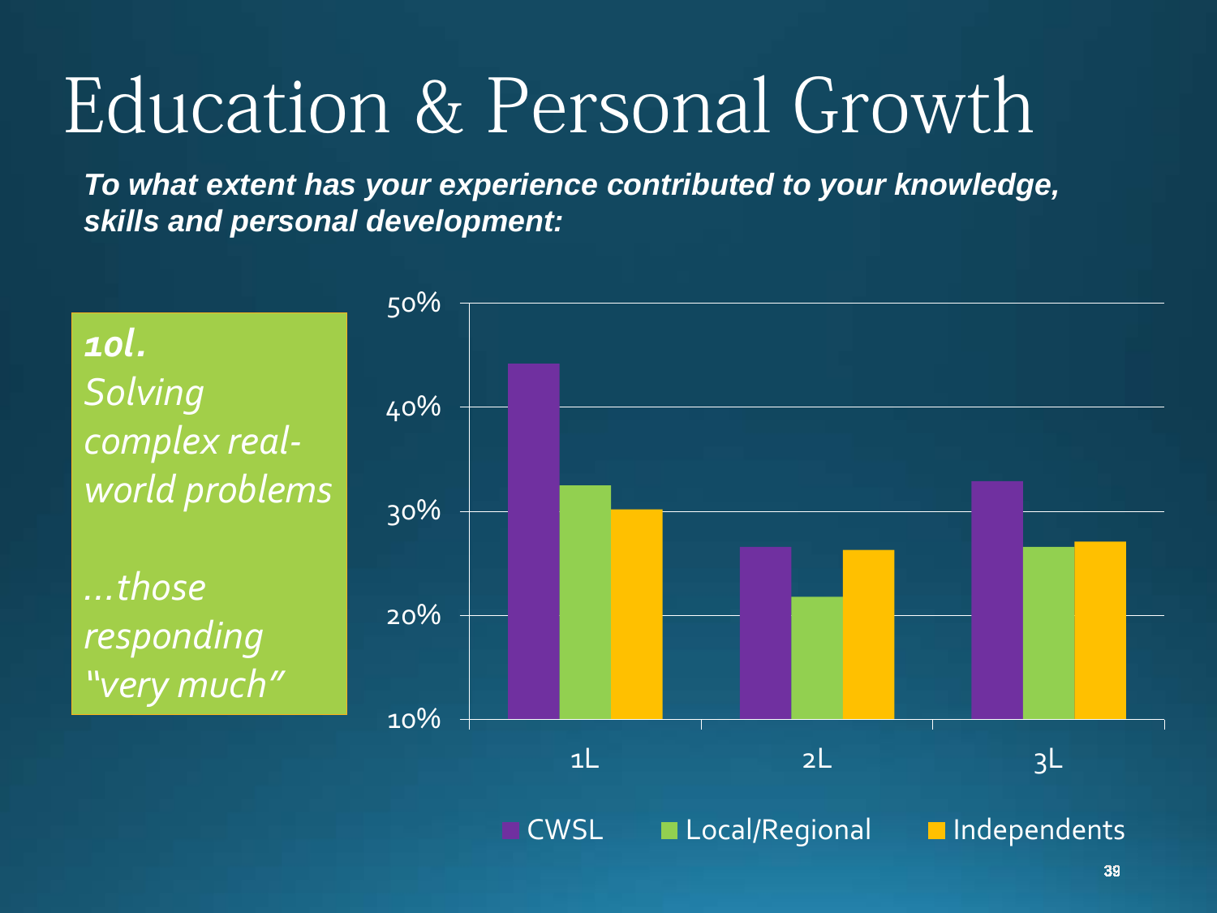# Education & Personal Growth

***To what extent has your experience contributed to your knowledge, skills and personal development:***

***10l.***
*Solving complex real-world problems*

*…those responding "very much"*

50%
40%
30%
20%
10%

1L 2L 3L

CWSL Local/Regional Independents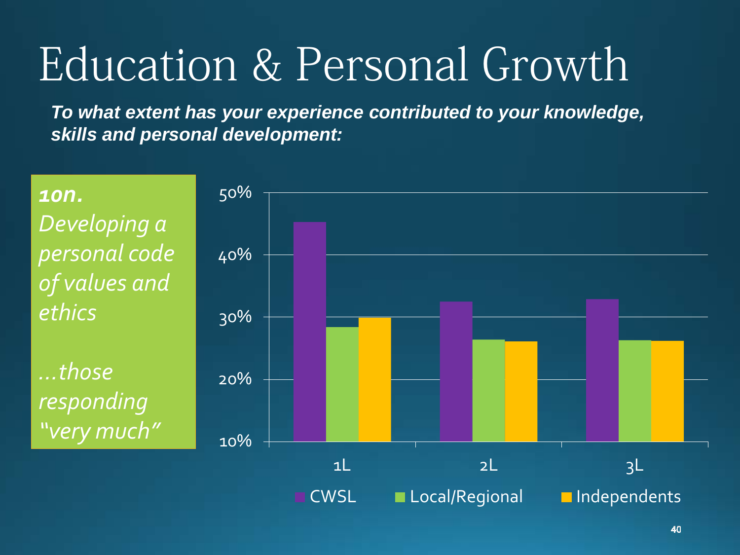# Education & Personal Growth

***To what extent has your experience contributed to your knowledge, skills and personal development:***

***10n.*** *Developing a personal code of values and ethics*

*…those responding "very much"*

50%
40%
30%
20%
10%

1L 2L 3L

CWSL Local/Regional Independents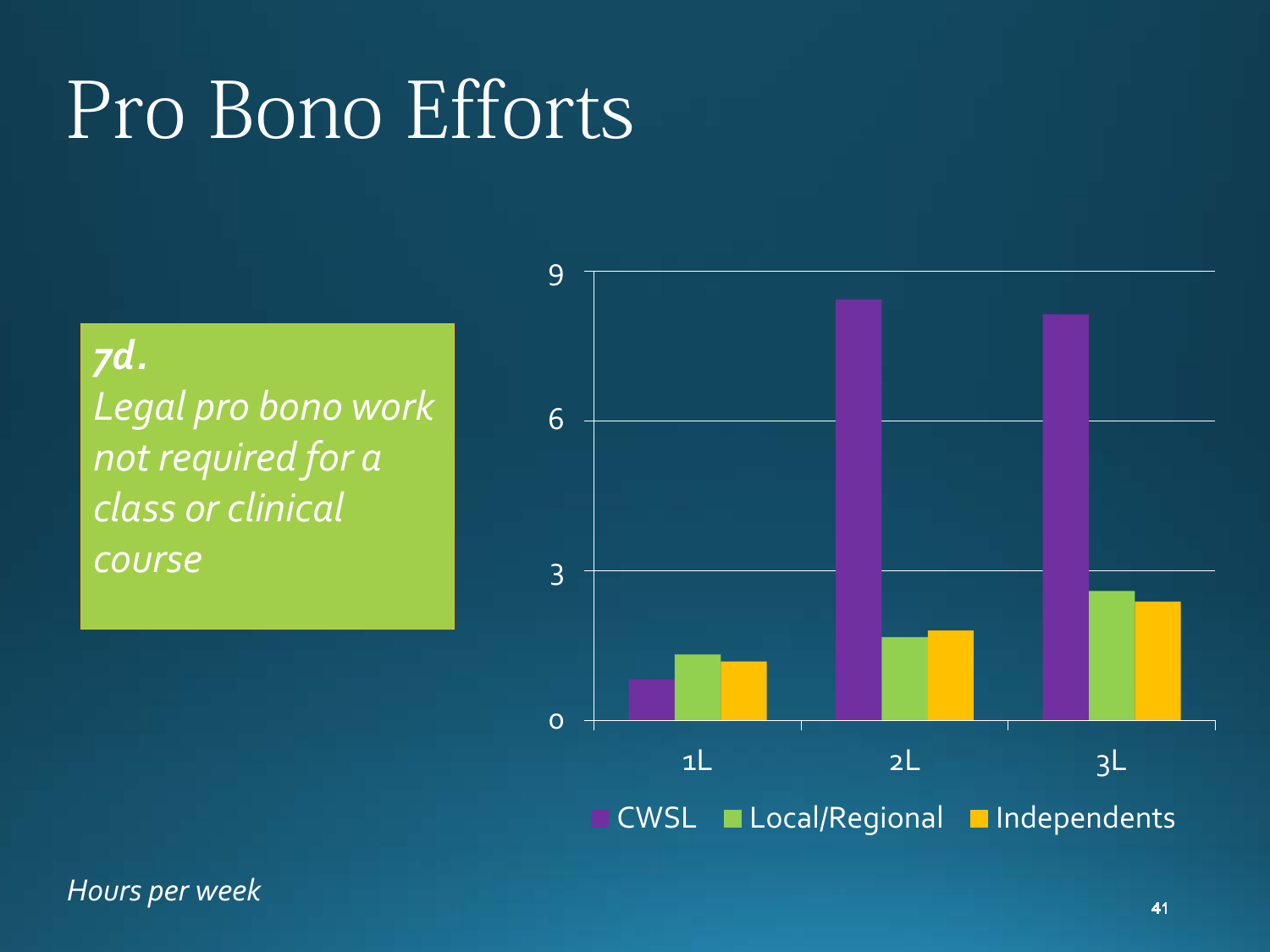# Pro Bono Efforts

***7d.***
*Legal pro bono work not required for a class or clinical course*

9
6
3
0

1L 2L 3L

CWSL Local/Regional Independents

*Hours per week*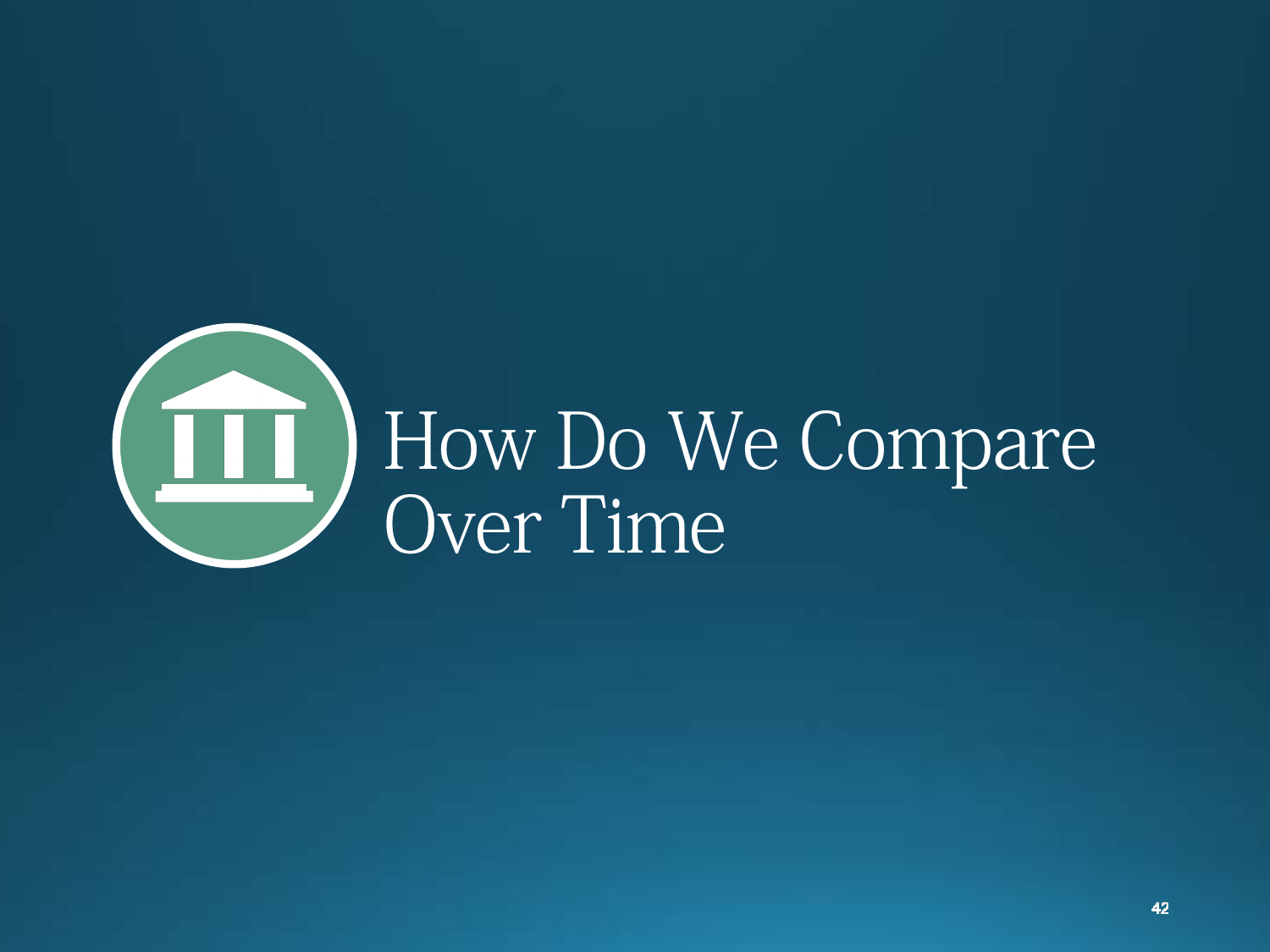# How Do We Compare Over Time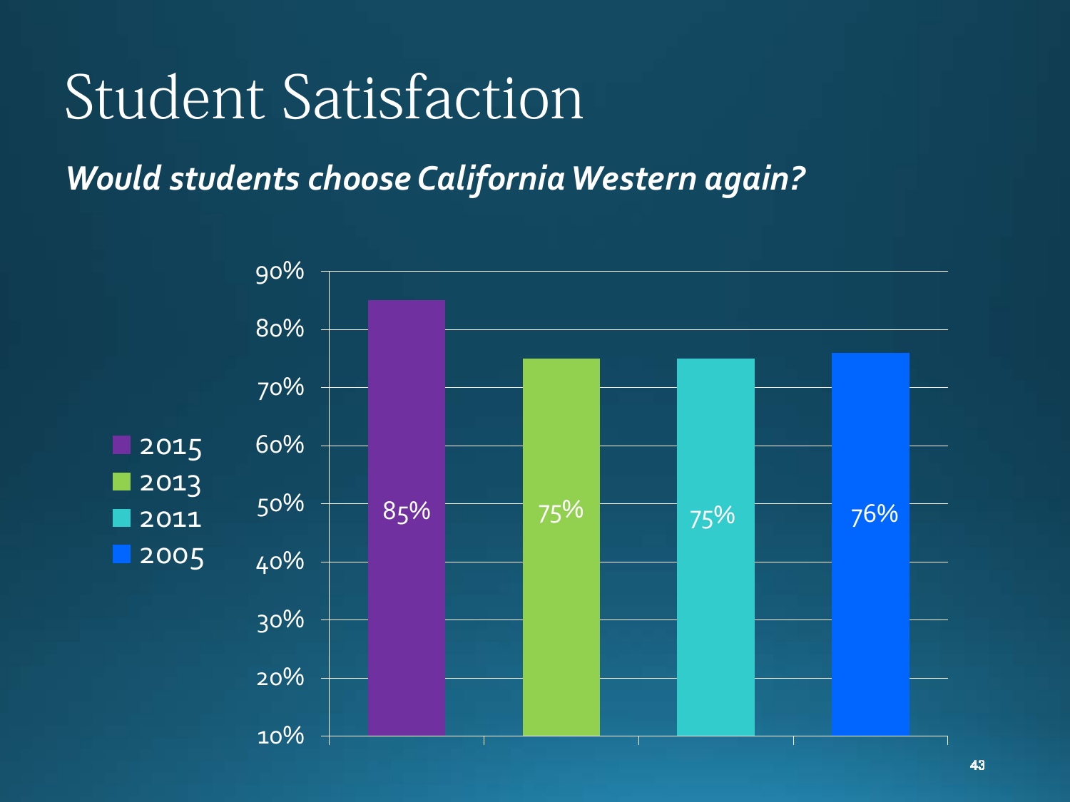# Student Satisfaction

***Would students choose California Western again?***

| Year | Percentage |
| --- | --- |
| 2015 | 85% |
| 2013 | 75% |
| 2011 | 75% |
| 2005 | 76% |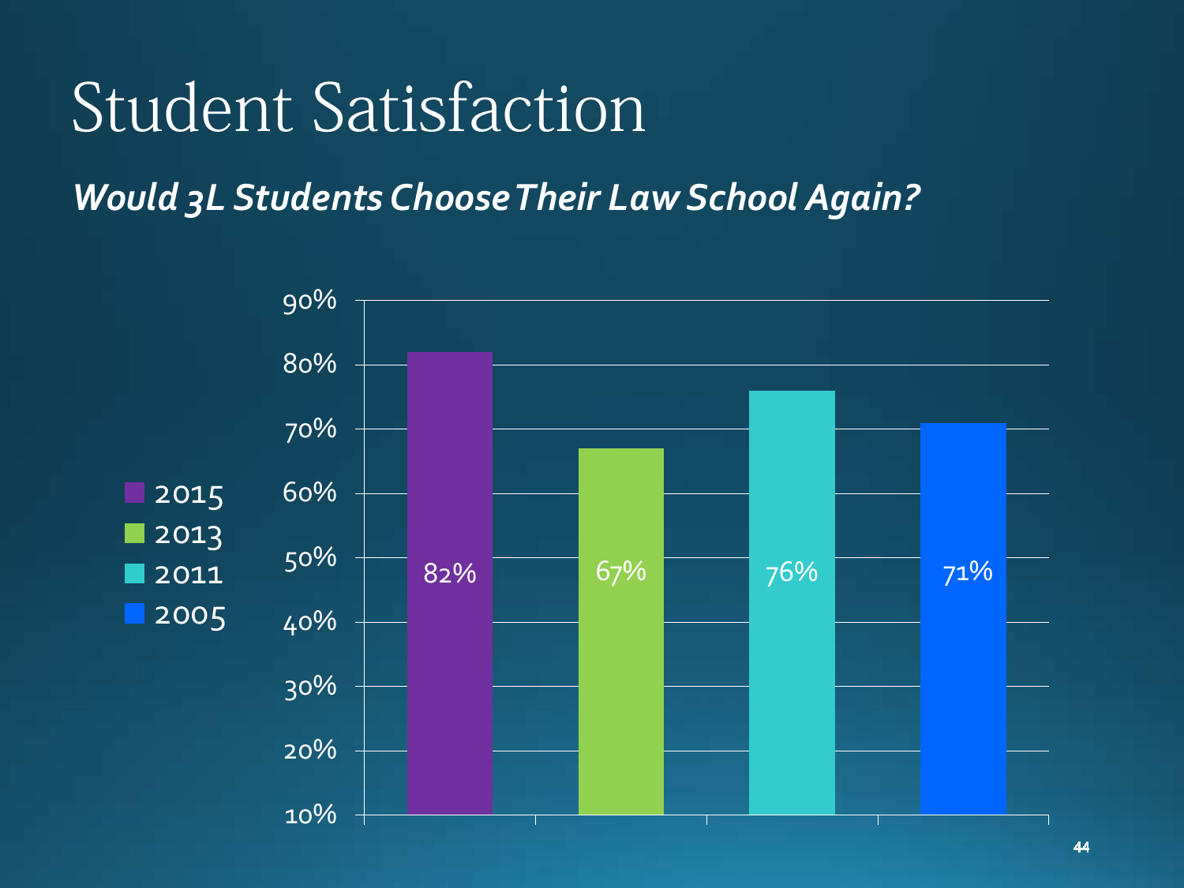# Student Satisfaction

***Would 3L Students Choose Their Law School Again?***

| Year | Percentage |
|---|---|
| 2015 | 82% |
| 2013 | 67% |
| 2011 | 76% |
| 2005 | 71% |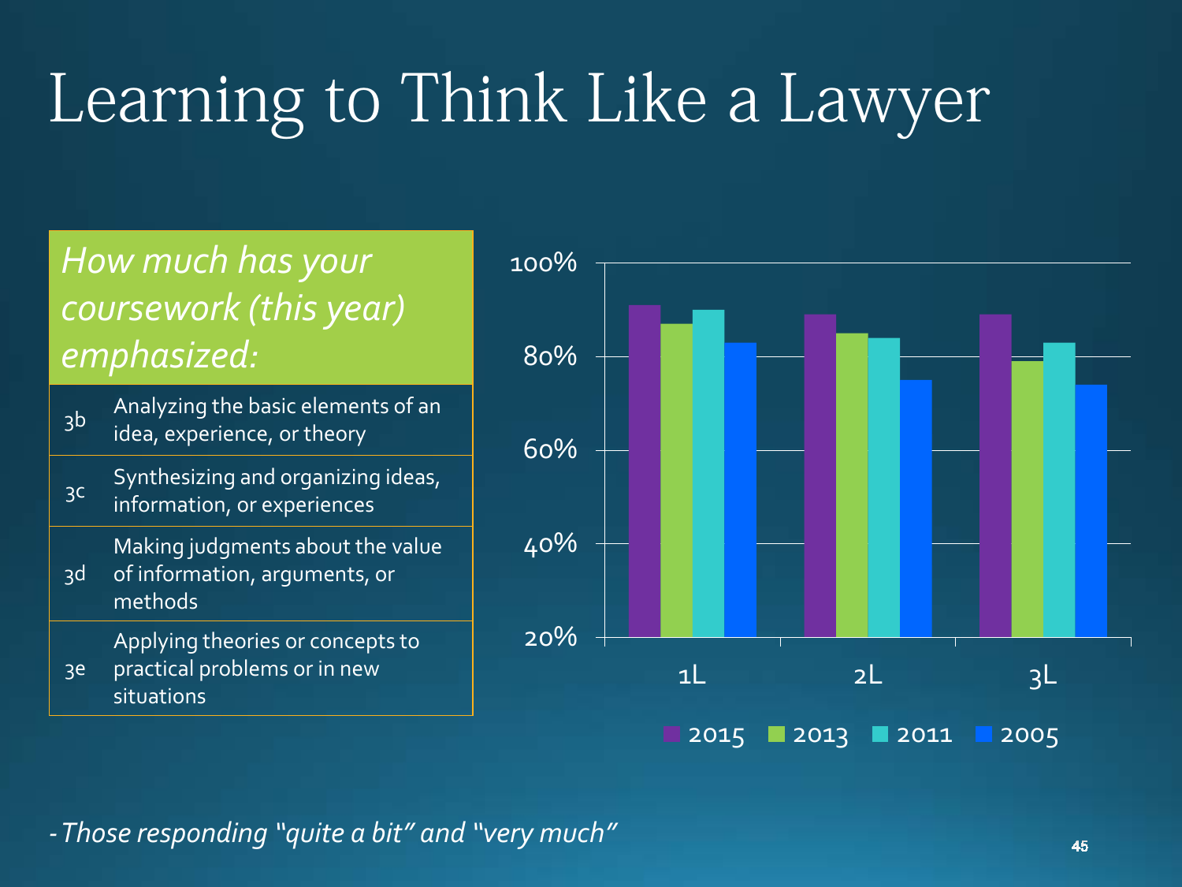# Learning to Think Like a Lawyer

| *How much has your coursework (this year) emphasized:* | |
|---|---|
| 3b | Analyzing the basic elements of an idea, experience, or theory |
| 3c | Synthesizing and organizing ideas, information, or experiences |
| 3d | Making judgments about the value of information, arguments, or methods |
| 3e | Applying theories or concepts to practical problems or in new situations |

-*Those responding "quite a bit" and "very much"*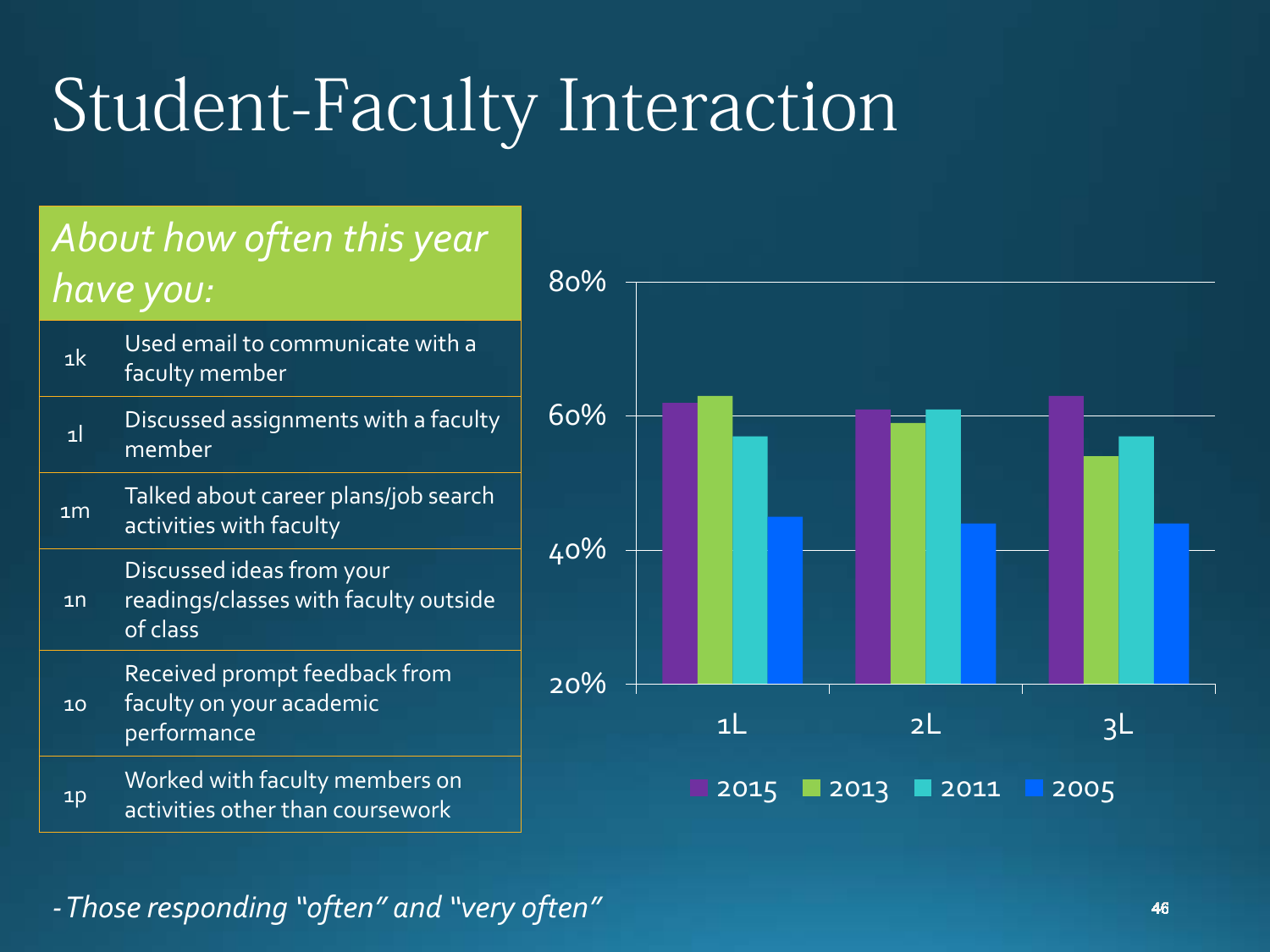# Student-Faculty Interaction

| *About how often this year have you:* | |
|---|---|
| 1k | Used email to communicate with a faculty member |
| 1l | Discussed assignments with a faculty member |
| 1m | Talked about career plans/job search activities with faculty |
| 1n | Discussed ideas from your readings/classes with faculty outside of class |
| 1o | Received prompt feedback from faculty on your academic performance |
| 1p | Worked with faculty members on activities other than coursework |

80%
60%
40%
20%

1L 2L 3L

2015 2013 2011 2005

*- Those responding "often" and "very often"*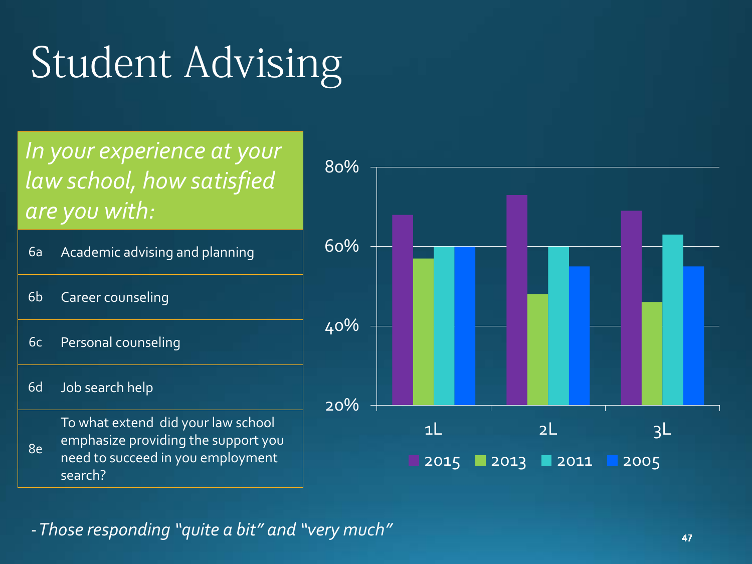# Student Advising

*In your experience at your law school, how satisfied are you with:*

| | |
|---|---|
| 6a | Academic advising and planning |
| 6b | Career counseling |
| 6c | Personal counseling |
| 6d | Job search help |
| 8e | To what extend did your law school emphasize providing the support you need to succeed in you employment search? |

80%
60%
40%
20%

1L
2L
3L

2015 2013 2011 2005

*- Those responding "quite a bit" and "very much"*